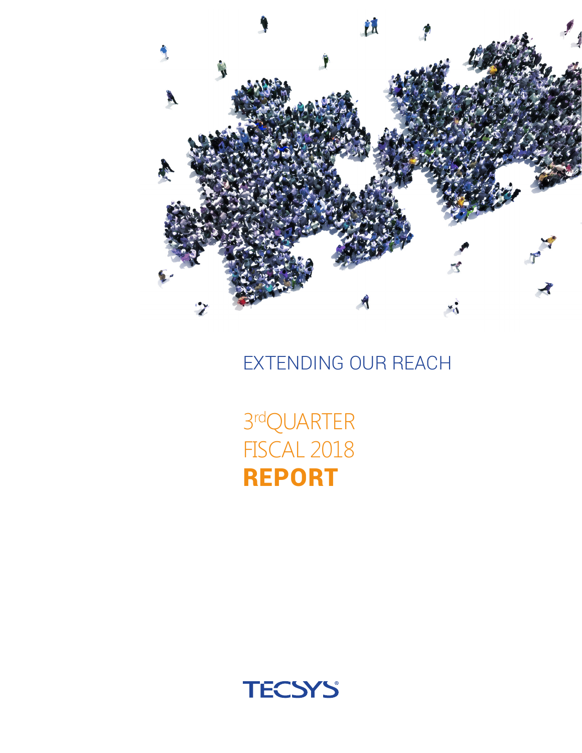# EXTENDING OUR REACH

3rd QUARTER
FISCAL 2018
**REPORT**

TECSYS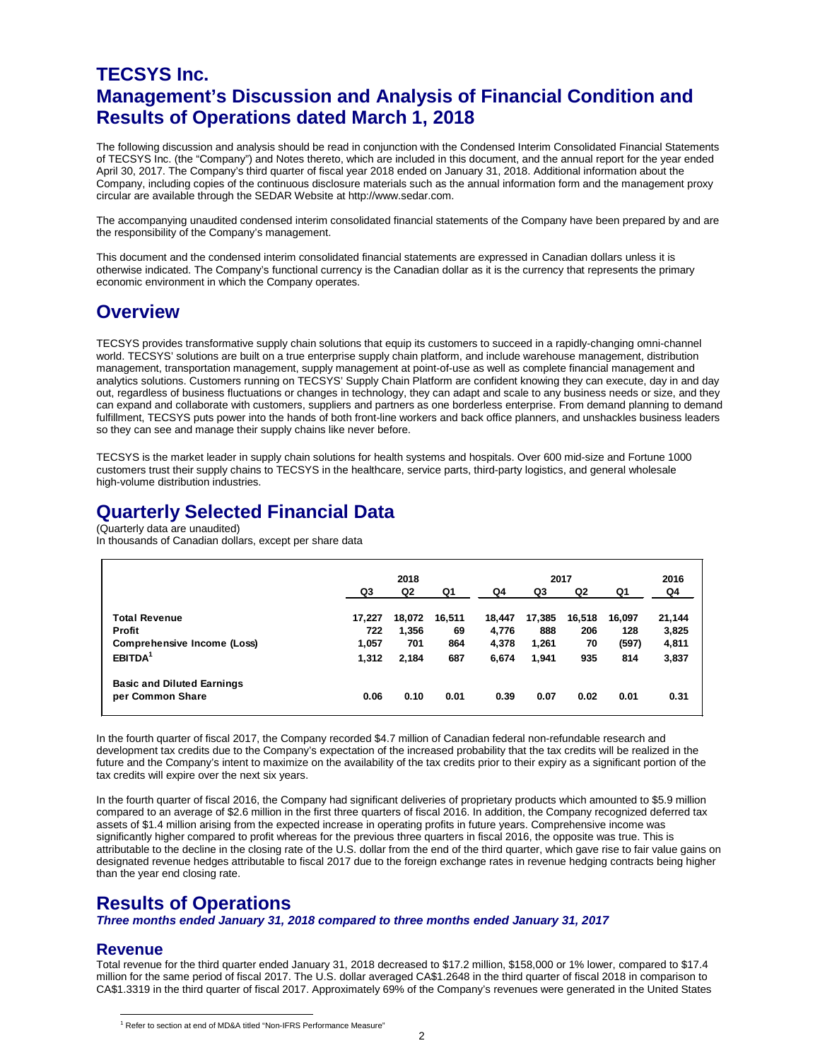# TECSYS Inc.
# Management's Discussion and Analysis of Financial Condition and Results of Operations dated March 1, 2018

The following discussion and analysis should be read in conjunction with the Condensed Interim Consolidated Financial Statements of TECSYS Inc. (the "Company") and Notes thereto, which are included in this document, and the annual report for the year ended April 30, 2017. The Company's third quarter of fiscal year 2018 ended on January 31, 2018. Additional information about the Company, including copies of the continuous disclosure materials such as the annual information form and the management proxy circular are available through the SEDAR Website at http://www.sedar.com.

The accompanying unaudited condensed interim consolidated financial statements of the Company have been prepared by and are the responsibility of the Company's management.

This document and the condensed interim consolidated financial statements are expressed in Canadian dollars unless it is otherwise indicated. The Company's functional currency is the Canadian dollar as it is the currency that represents the primary economic environment in which the Company operates.

## Overview

TECSYS provides transformative supply chain solutions that equip its customers to succeed in a rapidly-changing omni-channel world. TECSYS' solutions are built on a true enterprise supply chain platform, and include warehouse management, distribution management, transportation management, supply management at point-of-use as well as complete financial management and analytics solutions. Customers running on TECSYS' Supply Chain Platform are confident knowing they can execute, day in and day out, regardless of business fluctuations or changes in technology, they can adapt and scale to any business needs or size, and they can expand and collaborate with customers, suppliers and partners as one borderless enterprise. From demand planning to demand fulfillment, TECSYS puts power into the hands of both front-line workers and back office planners, and unshackles business leaders so they can see and manage their supply chains like never before.

TECSYS is the market leader in supply chain solutions for health systems and hospitals. Over 600 mid-size and Fortune 1000 customers trust their supply chains to TECSYS in the healthcare, service parts, third-party logistics, and general wholesale high-volume distribution industries.

## Quarterly Selected Financial Data

(Quarterly data are unaudited)
In thousands of Canadian dollars, except per share data

| | 2018 | | | 2017 | | | | 2016 |
|---|---|---|---|---|---|---|---|---|
| | Q3 | Q2 | Q1 | Q4 | Q3 | Q2 | Q1 | Q4 |
| **Total Revenue** | 17,227 | 18,072 | 16,511 | 18,447 | 17,385 | 16,518 | 16,097 | 21,144 |
| **Profit** | 722 | 1,356 | 69 | 4,776 | 888 | 206 | 128 | 3,825 |
| **Comprehensive Income (Loss)** | 1,057 | 701 | 864 | 4,378 | 1,261 | 70 | (597) | 4,811 |
| **EBITDA**[1] | 1,312 | 2,184 | 687 | 6,674 | 1,941 | 935 | 814 | 3,837 |
| **Basic and Diluted Earnings per Common Share** | 0.06 | 0.10 | 0.01 | 0.39 | 0.07 | 0.02 | 0.01 | 0.31 |

In the fourth quarter of fiscal 2017, the Company recorded $4.7 million of Canadian federal non-refundable research and development tax credits due to the Company's expectation of the increased probability that the tax credits will be realized in the future and the Company's intent to maximize on the availability of the tax credits prior to their expiry as a significant portion of the tax credits will expire over the next six years.

In the fourth quarter of fiscal 2016, the Company had significant deliveries of proprietary products which amounted to $5.9 million compared to an average of $2.6 million in the first three quarters of fiscal 2016. In addition, the Company recognized deferred tax assets of $1.4 million arising from the expected increase in operating profits in future years. Comprehensive income was significantly higher compared to profit whereas for the previous three quarters in fiscal 2016, the opposite was true. This is attributable to the decline in the closing rate of the U.S. dollar from the end of the third quarter, which gave rise to fair value gains on designated revenue hedges attributable to fiscal 2017 due to the foreign exchange rates in revenue hedging contracts being higher than the year end closing rate.

## Results of Operations

***Three months ended January 31, 2018 compared to three months ended January 31, 2017***

### Revenue

Total revenue for the third quarter ended January 31, 2018 decreased to $17.2 million, $158,000 or 1% lower, compared to $17.4 million for the same period of fiscal 2017. The U.S. dollar averaged CA$1.2648 in the third quarter of fiscal 2018 in comparison to CA$1.3319 in the third quarter of fiscal 2017. Approximately 69% of the Company's revenues were generated in the United States

[1] Refer to section at end of MD&A titled "Non-IFRS Performance Measure"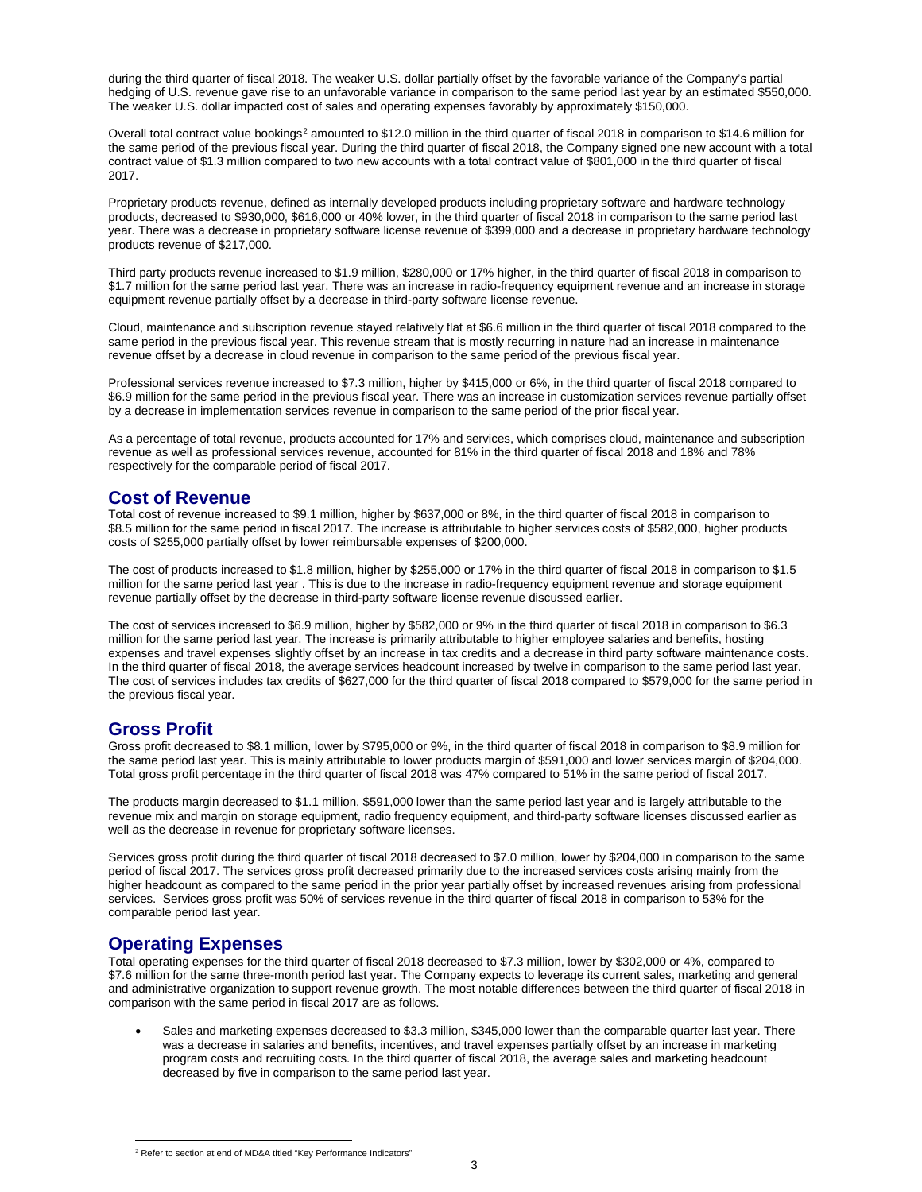during the third quarter of fiscal 2018. The weaker U.S. dollar partially offset by the favorable variance of the Company's partial hedging of U.S. revenue gave rise to an unfavorable variance in comparison to the same period last year by an estimated $550,000. The weaker U.S. dollar impacted cost of sales and operating expenses favorably by approximately $150,000.

Overall total contract value bookings[2] amounted to $12.0 million in the third quarter of fiscal 2018 in comparison to $14.6 million for the same period of the previous fiscal year. During the third quarter of fiscal 2018, the Company signed one new account with a total contract value of $1.3 million compared to two new accounts with a total contract value of $801,000 in the third quarter of fiscal 2017.

Proprietary products revenue, defined as internally developed products including proprietary software and hardware technology products, decreased to $930,000, $616,000 or 40% lower, in the third quarter of fiscal 2018 in comparison to the same period last year. There was a decrease in proprietary software license revenue of $399,000 and a decrease in proprietary hardware technology products revenue of $217,000.

Third party products revenue increased to $1.9 million, $280,000 or 17% higher, in the third quarter of fiscal 2018 in comparison to $1.7 million for the same period last year. There was an increase in radio-frequency equipment revenue and an increase in storage equipment revenue partially offset by a decrease in third-party software license revenue.

Cloud, maintenance and subscription revenue stayed relatively flat at $6.6 million in the third quarter of fiscal 2018 compared to the same period in the previous fiscal year. This revenue stream that is mostly recurring in nature had an increase in maintenance revenue offset by a decrease in cloud revenue in comparison to the same period of the previous fiscal year.

Professional services revenue increased to $7.3 million, higher by $415,000 or 6%, in the third quarter of fiscal 2018 compared to $6.9 million for the same period in the previous fiscal year. There was an increase in customization services revenue partially offset by a decrease in implementation services revenue in comparison to the same period of the prior fiscal year.

As a percentage of total revenue, products accounted for 17% and services, which comprises cloud, maintenance and subscription revenue as well as professional services revenue, accounted for 81% in the third quarter of fiscal 2018 and 18% and 78% respectively for the comparable period of fiscal 2017.

## Cost of Revenue

Total cost of revenue increased to $9.1 million, higher by $637,000 or 8%, in the third quarter of fiscal 2018 in comparison to $8.5 million for the same period in fiscal 2017. The increase is attributable to higher services costs of $582,000, higher products costs of $255,000 partially offset by lower reimbursable expenses of $200,000.

The cost of products increased to $1.8 million, higher by $255,000 or 17% in the third quarter of fiscal 2018 in comparison to $1.5 million for the same period last year . This is due to the increase in radio-frequency equipment revenue and storage equipment revenue partially offset by the decrease in third-party software license revenue discussed earlier.

The cost of services increased to $6.9 million, higher by $582,000 or 9% in the third quarter of fiscal 2018 in comparison to $6.3 million for the same period last year. The increase is primarily attributable to higher employee salaries and benefits, hosting expenses and travel expenses slightly offset by an increase in tax credits and a decrease in third party software maintenance costs. In the third quarter of fiscal 2018, the average services headcount increased by twelve in comparison to the same period last year. The cost of services includes tax credits of $627,000 for the third quarter of fiscal 2018 compared to $579,000 for the same period in the previous fiscal year.

## Gross Profit

Gross profit decreased to $8.1 million, lower by $795,000 or 9%, in the third quarter of fiscal 2018 in comparison to $8.9 million for the same period last year. This is mainly attributable to lower products margin of $591,000 and lower services margin of $204,000. Total gross profit percentage in the third quarter of fiscal 2018 was 47% compared to 51% in the same period of fiscal 2017.

The products margin decreased to $1.1 million, $591,000 lower than the same period last year and is largely attributable to the revenue mix and margin on storage equipment, radio frequency equipment, and third-party software licenses discussed earlier as well as the decrease in revenue for proprietary software licenses.

Services gross profit during the third quarter of fiscal 2018 decreased to $7.0 million, lower by $204,000 in comparison to the same period of fiscal 2017. The services gross profit decreased primarily due to the increased services costs arising mainly from the higher headcount as compared to the same period in the prior year partially offset by increased revenues arising from professional services. Services gross profit was 50% of services revenue in the third quarter of fiscal 2018 in comparison to 53% for the comparable period last year.

## Operating Expenses

Total operating expenses for the third quarter of fiscal 2018 decreased to $7.3 million, lower by $302,000 or 4%, compared to $7.6 million for the same three-month period last year. The Company expects to leverage its current sales, marketing and general and administrative organization to support revenue growth. The most notable differences between the third quarter of fiscal 2018 in comparison with the same period in fiscal 2017 are as follows.

- Sales and marketing expenses decreased to $3.3 million, $345,000 lower than the comparable quarter last year. There was a decrease in salaries and benefits, incentives, and travel expenses partially offset by an increase in marketing program costs and recruiting costs. In the third quarter of fiscal 2018, the average sales and marketing headcount decreased by five in comparison to the same period last year.

[2] Refer to section at end of MD&A titled "Key Performance Indicators"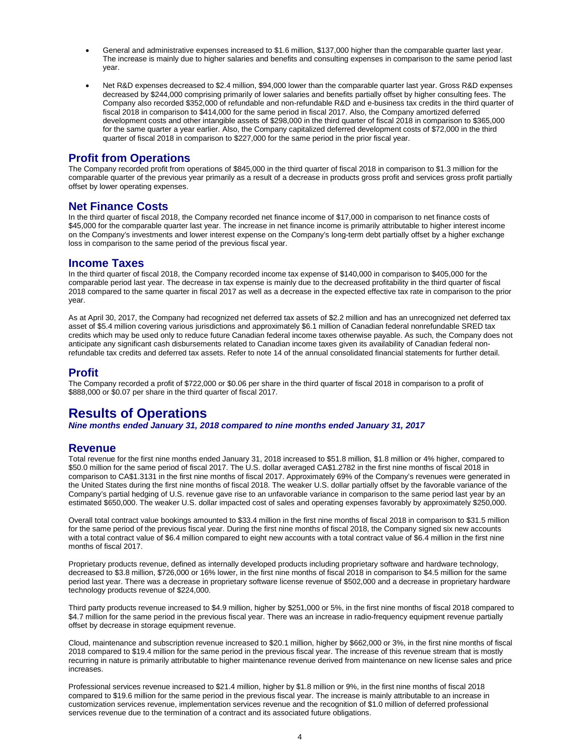- General and administrative expenses increased to $1.6 million, $137,000 higher than the comparable quarter last year. The increase is mainly due to higher salaries and benefits and consulting expenses in comparison to the same period last year.

- Net R&D expenses decreased to $2.4 million, $94,000 lower than the comparable quarter last year. Gross R&D expenses decreased by $244,000 comprising primarily of lower salaries and benefits partially offset by higher consulting fees. The Company also recorded $352,000 of refundable and non-refundable R&D and e-business tax credits in the third quarter of fiscal 2018 in comparison to $414,000 for the same period in fiscal 2017. Also, the Company amortized deferred development costs and other intangible assets of $298,000 in the third quarter of fiscal 2018 in comparison to $365,000 for the same quarter a year earlier. Also, the Company capitalized deferred development costs of $72,000 in the third quarter of fiscal 2018 in comparison to $227,000 for the same period in the prior fiscal year.

## Profit from Operations

The Company recorded profit from operations of $845,000 in the third quarter of fiscal 2018 in comparison to $1.3 million for the comparable quarter of the previous year primarily as a result of a decrease in products gross profit and services gross profit partially offset by lower operating expenses.

## Net Finance Costs

In the third quarter of fiscal 2018, the Company recorded net finance income of $17,000 in comparison to net finance costs of $45,000 for the comparable quarter last year. The increase in net finance income is primarily attributable to higher interest income on the Company's investments and lower interest expense on the Company's long-term debt partially offset by a higher exchange loss in comparison to the same period of the previous fiscal year.

## Income Taxes

In the third quarter of fiscal 2018, the Company recorded income tax expense of $140,000 in comparison to $405,000 for the comparable period last year. The decrease in tax expense is mainly due to the decreased profitability in the third quarter of fiscal 2018 compared to the same quarter in fiscal 2017 as well as a decrease in the expected effective tax rate in comparison to the prior year.

As at April 30, 2017, the Company had recognized net deferred tax assets of $2.2 million and has an unrecognized net deferred tax asset of $5.4 million covering various jurisdictions and approximately $6.1 million of Canadian federal nonrefundable SRED tax credits which may be used only to reduce future Canadian federal income taxes otherwise payable. As such, the Company does not anticipate any significant cash disbursements related to Canadian income taxes given its availability of Canadian federal non-refundable tax credits and deferred tax assets. Refer to note 14 of the annual consolidated financial statements for further detail.

## Profit

The Company recorded a profit of $722,000 or $0.06 per share in the third quarter of fiscal 2018 in comparison to a profit of $888,000 or $0.07 per share in the third quarter of fiscal 2017.

# Results of Operations

***Nine months ended January 31, 2018 compared to nine months ended January 31, 2017***

## Revenue

Total revenue for the first nine months ended January 31, 2018 increased to $51.8 million, $1.8 million or 4% higher, compared to $50.0 million for the same period of fiscal 2017. The U.S. dollar averaged CA$1.2782 in the first nine months of fiscal 2018 in comparison to CA$1.3131 in the first nine months of fiscal 2017. Approximately 69% of the Company's revenues were generated in the United States during the first nine months of fiscal 2018. The weaker U.S. dollar partially offset by the favorable variance of the Company's partial hedging of U.S. revenue gave rise to an unfavorable variance in comparison to the same period last year by an estimated $650,000. The weaker U.S. dollar impacted cost of sales and operating expenses favorably by approximately $250,000.

Overall total contract value bookings amounted to $33.4 million in the first nine months of fiscal 2018 in comparison to $31.5 million for the same period of the previous fiscal year. During the first nine months of fiscal 2018, the Company signed six new accounts with a total contract value of $6.4 million compared to eight new accounts with a total contract value of $6.4 million in the first nine months of fiscal 2017.

Proprietary products revenue, defined as internally developed products including proprietary software and hardware technology, decreased to $3.8 million, $726,000 or 16% lower, in the first nine months of fiscal 2018 in comparison to $4.5 million for the same period last year. There was a decrease in proprietary software license revenue of $502,000 and a decrease in proprietary hardware technology products revenue of $224,000.

Third party products revenue increased to $4.9 million, higher by $251,000 or 5%, in the first nine months of fiscal 2018 compared to $4.7 million for the same period in the previous fiscal year. There was an increase in radio-frequency equipment revenue partially offset by decrease in storage equipment revenue.

Cloud, maintenance and subscription revenue increased to $20.1 million, higher by $662,000 or 3%, in the first nine months of fiscal 2018 compared to $19.4 million for the same period in the previous fiscal year. The increase of this revenue stream that is mostly recurring in nature is primarily attributable to higher maintenance revenue derived from maintenance on new license sales and price increases.

Professional services revenue increased to $21.4 million, higher by $1.8 million or 9%, in the first nine months of fiscal 2018 compared to $19.6 million for the same period in the previous fiscal year. The increase is mainly attributable to an increase in customization services revenue, implementation services revenue and the recognition of $1.0 million of deferred professional services revenue due to the termination of a contract and its associated future obligations.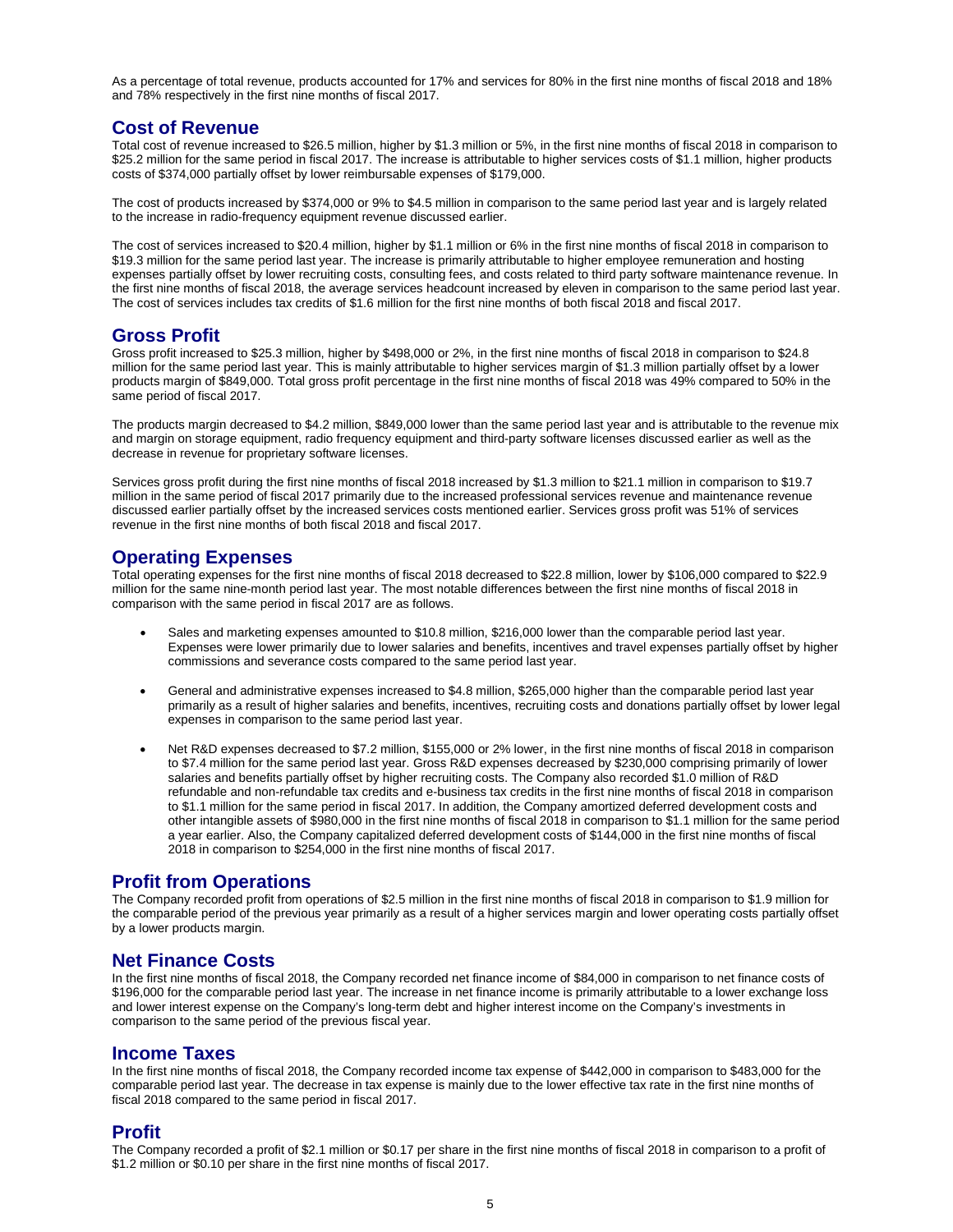As a percentage of total revenue, products accounted for 17% and services for 80% in the first nine months of fiscal 2018 and 18% and 78% respectively in the first nine months of fiscal 2017.

## Cost of Revenue

Total cost of revenue increased to $26.5 million, higher by $1.3 million or 5%, in the first nine months of fiscal 2018 in comparison to $25.2 million for the same period in fiscal 2017. The increase is attributable to higher services costs of $1.1 million, higher products costs of $374,000 partially offset by lower reimbursable expenses of $179,000.

The cost of products increased by $374,000 or 9% to $4.5 million in comparison to the same period last year and is largely related to the increase in radio-frequency equipment revenue discussed earlier.

The cost of services increased to $20.4 million, higher by $1.1 million or 6% in the first nine months of fiscal 2018 in comparison to $19.3 million for the same period last year. The increase is primarily attributable to higher employee remuneration and hosting expenses partially offset by lower recruiting costs, consulting fees, and costs related to third party software maintenance revenue. In the first nine months of fiscal 2018, the average services headcount increased by eleven in comparison to the same period last year. The cost of services includes tax credits of $1.6 million for the first nine months of both fiscal 2018 and fiscal 2017.

## Gross Profit

Gross profit increased to $25.3 million, higher by $498,000 or 2%, in the first nine months of fiscal 2018 in comparison to $24.8 million for the same period last year. This is mainly attributable to higher services margin of $1.3 million partially offset by a lower products margin of $849,000. Total gross profit percentage in the first nine months of fiscal 2018 was 49% compared to 50% in the same period of fiscal 2017.

The products margin decreased to $4.2 million, $849,000 lower than the same period last year and is attributable to the revenue mix and margin on storage equipment, radio frequency equipment and third-party software licenses discussed earlier as well as the decrease in revenue for proprietary software licenses.

Services gross profit during the first nine months of fiscal 2018 increased by $1.3 million to $21.1 million in comparison to $19.7 million in the same period of fiscal 2017 primarily due to the increased professional services revenue and maintenance revenue discussed earlier partially offset by the increased services costs mentioned earlier. Services gross profit was 51% of services revenue in the first nine months of both fiscal 2018 and fiscal 2017.

## Operating Expenses

Total operating expenses for the first nine months of fiscal 2018 decreased to $22.8 million, lower by $106,000 compared to $22.9 million for the same nine-month period last year. The most notable differences between the first nine months of fiscal 2018 in comparison with the same period in fiscal 2017 are as follows.

- Sales and marketing expenses amounted to $10.8 million, $216,000 lower than the comparable period last year. Expenses were lower primarily due to lower salaries and benefits, incentives and travel expenses partially offset by higher commissions and severance costs compared to the same period last year.
- General and administrative expenses increased to $4.8 million, $265,000 higher than the comparable period last year primarily as a result of higher salaries and benefits, incentives, recruiting costs and donations partially offset by lower legal expenses in comparison to the same period last year.
- Net R&D expenses decreased to $7.2 million, $155,000 or 2% lower, in the first nine months of fiscal 2018 in comparison to $7.4 million for the same period last year. Gross R&D expenses decreased by $230,000 comprising primarily of lower salaries and benefits partially offset by higher recruiting costs. The Company also recorded $1.0 million of R&D refundable and non-refundable tax credits and e-business tax credits in the first nine months of fiscal 2018 in comparison to $1.1 million for the same period in fiscal 2017. In addition, the Company amortized deferred development costs and other intangible assets of $980,000 in the first nine months of fiscal 2018 in comparison to $1.1 million for the same period a year earlier. Also, the Company capitalized deferred development costs of $144,000 in the first nine months of fiscal 2018 in comparison to $254,000 in the first nine months of fiscal 2017.

## Profit from Operations

The Company recorded profit from operations of $2.5 million in the first nine months of fiscal 2018 in comparison to $1.9 million for the comparable period of the previous year primarily as a result of a higher services margin and lower operating costs partially offset by a lower products margin.

## Net Finance Costs

In the first nine months of fiscal 2018, the Company recorded net finance income of $84,000 in comparison to net finance costs of $196,000 for the comparable period last year. The increase in net finance income is primarily attributable to a lower exchange loss and lower interest expense on the Company's long-term debt and higher interest income on the Company's investments in comparison to the same period of the previous fiscal year.

## Income Taxes

In the first nine months of fiscal 2018, the Company recorded income tax expense of $442,000 in comparison to $483,000 for the comparable period last year. The decrease in tax expense is mainly due to the lower effective tax rate in the first nine months of fiscal 2018 compared to the same period in fiscal 2017.

## Profit

The Company recorded a profit of $2.1 million or $0.17 per share in the first nine months of fiscal 2018 in comparison to a profit of $1.2 million or $0.10 per share in the first nine months of fiscal 2017.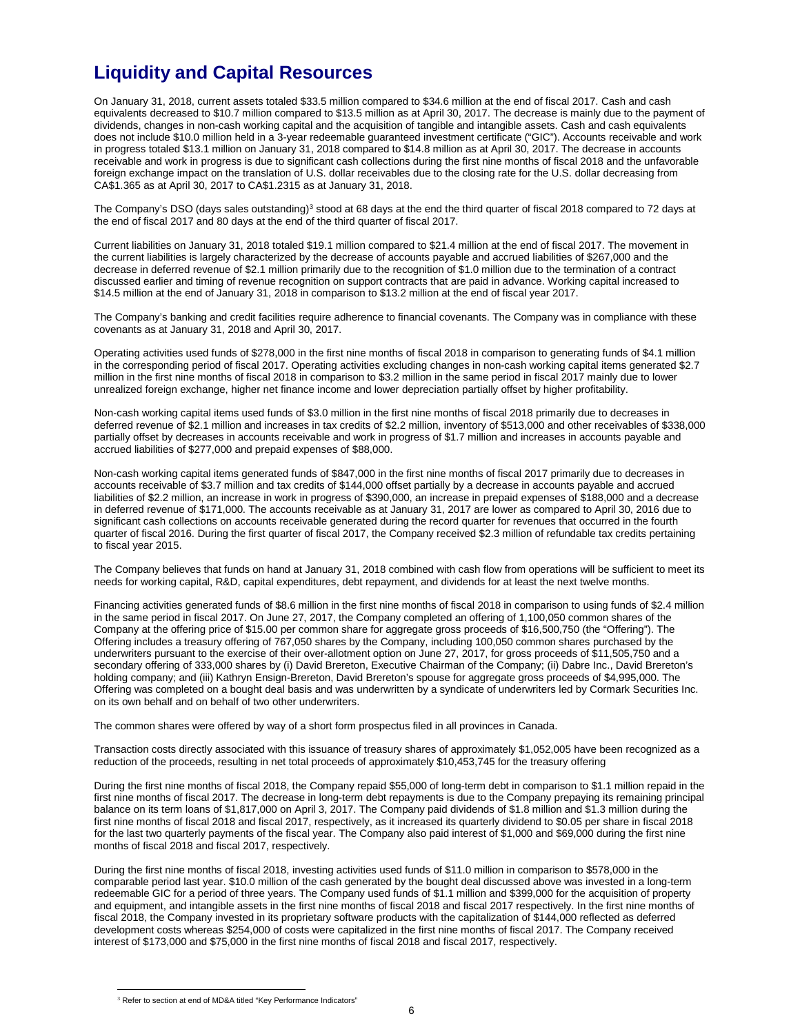# Liquidity and Capital Resources

On January 31, 2018, current assets totaled $33.5 million compared to $34.6 million at the end of fiscal 2017. Cash and cash equivalents decreased to $10.7 million compared to $13.5 million as at April 30, 2017. The decrease is mainly due to the payment of dividends, changes in non-cash working capital and the acquisition of tangible and intangible assets. Cash and cash equivalents does not include $10.0 million held in a 3-year redeemable guaranteed investment certificate ("GIC"). Accounts receivable and work in progress totaled $13.1 million on January 31, 2018 compared to $14.8 million as at April 30, 2017. The decrease in accounts receivable and work in progress is due to significant cash collections during the first nine months of fiscal 2018 and the unfavorable foreign exchange impact on the translation of U.S. dollar receivables due to the closing rate for the U.S. dollar decreasing from CA$1.365 as at April 30, 2017 to CA$1.2315 as at January 31, 2018.

The Company's DSO (days sales outstanding)[3] stood at 68 days at the end the third quarter of fiscal 2018 compared to 72 days at the end of fiscal 2017 and 80 days at the end of the third quarter of fiscal 2017.

Current liabilities on January 31, 2018 totaled $19.1 million compared to $21.4 million at the end of fiscal 2017. The movement in the current liabilities is largely characterized by the decrease of accounts payable and accrued liabilities of $267,000 and the decrease in deferred revenue of $2.1 million primarily due to the recognition of $1.0 million due to the termination of a contract discussed earlier and timing of revenue recognition on support contracts that are paid in advance. Working capital increased to $14.5 million at the end of January 31, 2018 in comparison to $13.2 million at the end of fiscal year 2017.

The Company's banking and credit facilities require adherence to financial covenants. The Company was in compliance with these covenants as at January 31, 2018 and April 30, 2017.

Operating activities used funds of $278,000 in the first nine months of fiscal 2018 in comparison to generating funds of $4.1 million in the corresponding period of fiscal 2017. Operating activities excluding changes in non-cash working capital items generated $2.7 million in the first nine months of fiscal 2018 in comparison to $3.2 million in the same period in fiscal 2017 mainly due to lower unrealized foreign exchange, higher net finance income and lower depreciation partially offset by higher profitability.

Non-cash working capital items used funds of $3.0 million in the first nine months of fiscal 2018 primarily due to decreases in deferred revenue of $2.1 million and increases in tax credits of $2.2 million, inventory of $513,000 and other receivables of $338,000 partially offset by decreases in accounts receivable and work in progress of $1.7 million and increases in accounts payable and accrued liabilities of $277,000 and prepaid expenses of $88,000.

Non-cash working capital items generated funds of $847,000 in the first nine months of fiscal 2017 primarily due to decreases in accounts receivable of $3.7 million and tax credits of $144,000 offset partially by a decrease in accounts payable and accrued liabilities of $2.2 million, an increase in work in progress of $390,000, an increase in prepaid expenses of $188,000 and a decrease in deferred revenue of $171,000. The accounts receivable as at January 31, 2017 are lower as compared to April 30, 2016 due to significant cash collections on accounts receivable generated during the record quarter for revenues that occurred in the fourth quarter of fiscal 2016. During the first quarter of fiscal 2017, the Company received $2.3 million of refundable tax credits pertaining to fiscal year 2015.

The Company believes that funds on hand at January 31, 2018 combined with cash flow from operations will be sufficient to meet its needs for working capital, R&D, capital expenditures, debt repayment, and dividends for at least the next twelve months.

Financing activities generated funds of $8.6 million in the first nine months of fiscal 2018 in comparison to using funds of $2.4 million in the same period in fiscal 2017. On June 27, 2017, the Company completed an offering of 1,100,050 common shares of the Company at the offering price of $15.00 per common share for aggregate gross proceeds of $16,500,750 (the "Offering"). The Offering includes a treasury offering of 767,050 shares by the Company, including 100,050 common shares purchased by the underwriters pursuant to the exercise of their over-allotment option on June 27, 2017, for gross proceeds of $11,505,750 and a secondary offering of 333,000 shares by (i) David Brereton, Executive Chairman of the Company; (ii) Dabre Inc., David Brereton's holding company; and (iii) Kathryn Ensign-Brereton, David Brereton's spouse for aggregate gross proceeds of $4,995,000. The Offering was completed on a bought deal basis and was underwritten by a syndicate of underwriters led by Cormark Securities Inc. on its own behalf and on behalf of two other underwriters.

The common shares were offered by way of a short form prospectus filed in all provinces in Canada.

Transaction costs directly associated with this issuance of treasury shares of approximately $1,052,005 have been recognized as a reduction of the proceeds, resulting in net total proceeds of approximately $10,453,745 for the treasury offering

During the first nine months of fiscal 2018, the Company repaid $55,000 of long-term debt in comparison to $1.1 million repaid in the first nine months of fiscal 2017. The decrease in long-term debt repayments is due to the Company prepaying its remaining principal balance on its term loans of $1,817,000 on April 3, 2017. The Company paid dividends of $1.8 million and $1.3 million during the first nine months of fiscal 2018 and fiscal 2017, respectively, as it increased its quarterly dividend to $0.05 per share in fiscal 2018 for the last two quarterly payments of the fiscal year. The Company also paid interest of $1,000 and $69,000 during the first nine months of fiscal 2018 and fiscal 2017, respectively.

During the first nine months of fiscal 2018, investing activities used funds of $11.0 million in comparison to $578,000 in the comparable period last year. $10.0 million of the cash generated by the bought deal discussed above was invested in a long-term redeemable GIC for a period of three years. The Company used funds of $1.1 million and $399,000 for the acquisition of property and equipment, and intangible assets in the first nine months of fiscal 2018 and fiscal 2017 respectively. In the first nine months of fiscal 2018, the Company invested in its proprietary software products with the capitalization of $144,000 reflected as deferred development costs whereas $254,000 of costs were capitalized in the first nine months of fiscal 2017. The Company received interest of $173,000 and $75,000 in the first nine months of fiscal 2018 and fiscal 2017, respectively.

[3] Refer to section at end of MD&A titled "Key Performance Indicators"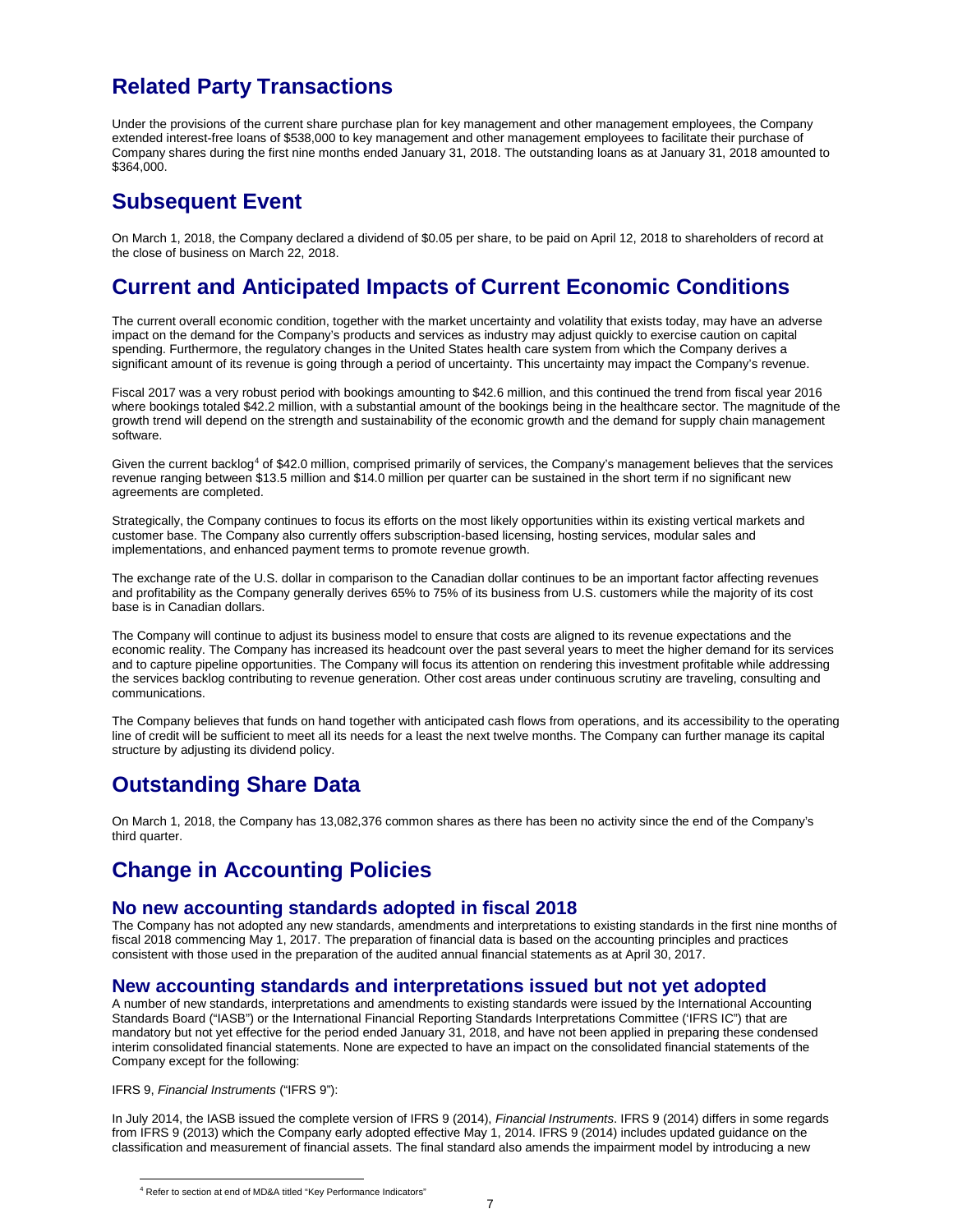## Related Party Transactions

Under the provisions of the current share purchase plan for key management and other management employees, the Company extended interest-free loans of $538,000 to key management and other management employees to facilitate their purchase of Company shares during the first nine months ended January 31, 2018. The outstanding loans as at January 31, 2018 amounted to $364,000.

## Subsequent Event

On March 1, 2018, the Company declared a dividend of $0.05 per share, to be paid on April 12, 2018 to shareholders of record at the close of business on March 22, 2018.

## Current and Anticipated Impacts of Current Economic Conditions

The current overall economic condition, together with the market uncertainty and volatility that exists today, may have an adverse impact on the demand for the Company's products and services as industry may adjust quickly to exercise caution on capital spending. Furthermore, the regulatory changes in the United States health care system from which the Company derives a significant amount of its revenue is going through a period of uncertainty. This uncertainty may impact the Company's revenue.

Fiscal 2017 was a very robust period with bookings amounting to $42.6 million, and this continued the trend from fiscal year 2016 where bookings totaled $42.2 million, with a substantial amount of the bookings being in the healthcare sector. The magnitude of the growth trend will depend on the strength and sustainability of the economic growth and the demand for supply chain management software.

Given the current backlog[4] of $42.0 million, comprised primarily of services, the Company's management believes that the services revenue ranging between $13.5 million and $14.0 million per quarter can be sustained in the short term if no significant new agreements are completed.

Strategically, the Company continues to focus its efforts on the most likely opportunities within its existing vertical markets and customer base. The Company also currently offers subscription-based licensing, hosting services, modular sales and implementations, and enhanced payment terms to promote revenue growth.

The exchange rate of the U.S. dollar in comparison to the Canadian dollar continues to be an important factor affecting revenues and profitability as the Company generally derives 65% to 75% of its business from U.S. customers while the majority of its cost base is in Canadian dollars.

The Company will continue to adjust its business model to ensure that costs are aligned to its revenue expectations and the economic reality. The Company has increased its headcount over the past several years to meet the higher demand for its services and to capture pipeline opportunities. The Company will focus its attention on rendering this investment profitable while addressing the services backlog contributing to revenue generation. Other cost areas under continuous scrutiny are traveling, consulting and communications.

The Company believes that funds on hand together with anticipated cash flows from operations, and its accessibility to the operating line of credit will be sufficient to meet all its needs for a least the next twelve months. The Company can further manage its capital structure by adjusting its dividend policy.

## Outstanding Share Data

On March 1, 2018, the Company has 13,082,376 common shares as there has been no activity since the end of the Company's third quarter.

## Change in Accounting Policies

### No new accounting standards adopted in fiscal 2018

The Company has not adopted any new standards, amendments and interpretations to existing standards in the first nine months of fiscal 2018 commencing May 1, 2017. The preparation of financial data is based on the accounting principles and practices consistent with those used in the preparation of the audited annual financial statements as at April 30, 2017.

### New accounting standards and interpretations issued but not yet adopted

A number of new standards, interpretations and amendments to existing standards were issued by the International Accounting Standards Board ("IASB") or the International Financial Reporting Standards Interpretations Committee ('IFRS IC") that are mandatory but not yet effective for the period ended January 31, 2018, and have not been applied in preparing these condensed interim consolidated financial statements. None are expected to have an impact on the consolidated financial statements of the Company except for the following:

IFRS 9, *Financial Instruments* ("IFRS 9"):

In July 2014, the IASB issued the complete version of IFRS 9 (2014), *Financial Instruments*. IFRS 9 (2014) differs in some regards from IFRS 9 (2013) which the Company early adopted effective May 1, 2014. IFRS 9 (2014) includes updated guidance on the classification and measurement of financial assets. The final standard also amends the impairment model by introducing a new

[4] Refer to section at end of MD&A titled "Key Performance Indicators"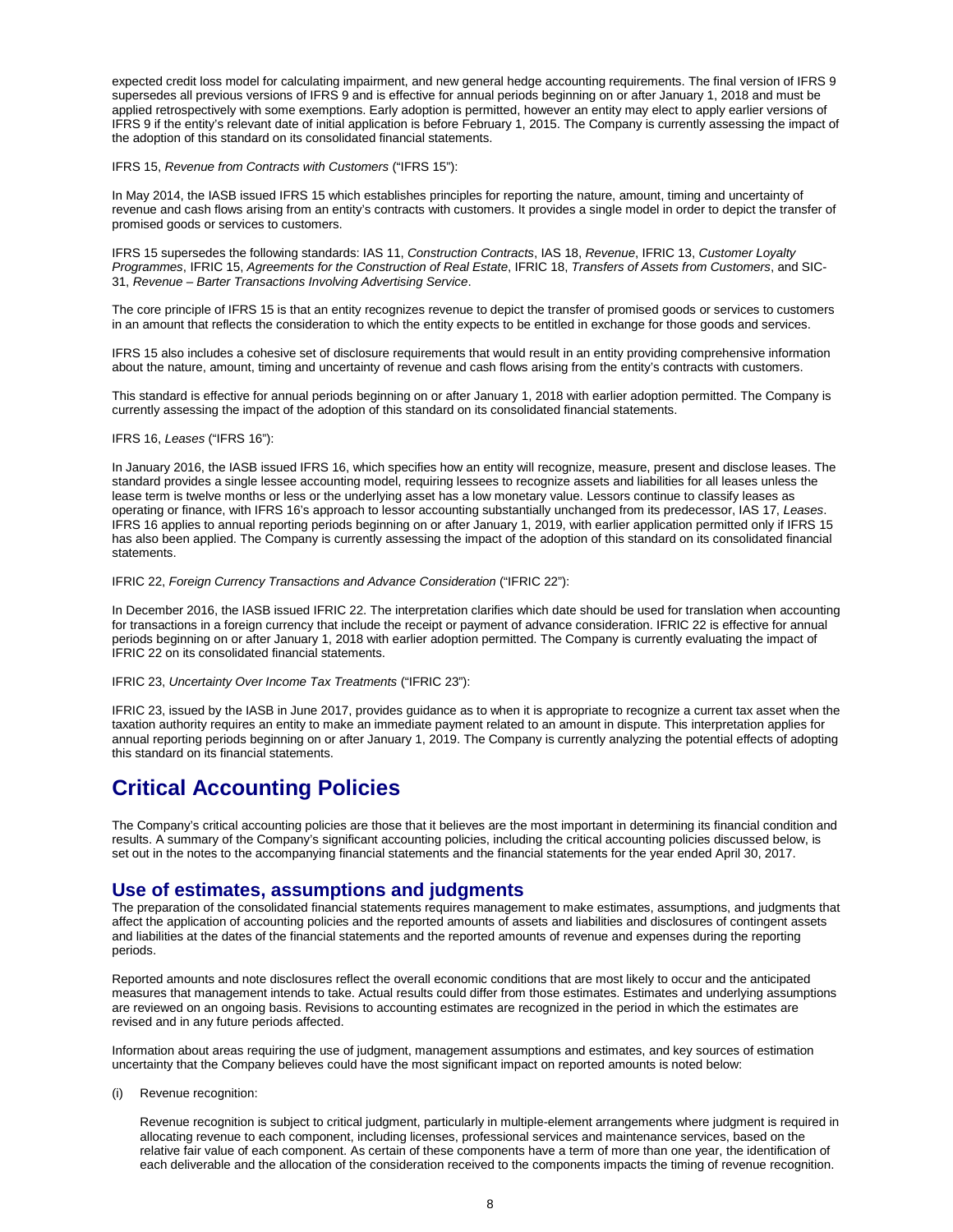expected credit loss model for calculating impairment, and new general hedge accounting requirements. The final version of IFRS 9 supersedes all previous versions of IFRS 9 and is effective for annual periods beginning on or after January 1, 2018 and must be applied retrospectively with some exemptions. Early adoption is permitted, however an entity may elect to apply earlier versions of IFRS 9 if the entity's relevant date of initial application is before February 1, 2015. The Company is currently assessing the impact of the adoption of this standard on its consolidated financial statements.

IFRS 15, *Revenue from Contracts with Customers* ("IFRS 15"):

In May 2014, the IASB issued IFRS 15 which establishes principles for reporting the nature, amount, timing and uncertainty of revenue and cash flows arising from an entity's contracts with customers. It provides a single model in order to depict the transfer of promised goods or services to customers.

IFRS 15 supersedes the following standards: IAS 11, *Construction Contracts*, IAS 18, *Revenue*, IFRIC 13, *Customer Loyalty Programmes*, IFRIC 15, *Agreements for the Construction of Real Estate*, IFRIC 18, *Transfers of Assets from Customers*, and SIC-31, *Revenue – Barter Transactions Involving Advertising Service*.

The core principle of IFRS 15 is that an entity recognizes revenue to depict the transfer of promised goods or services to customers in an amount that reflects the consideration to which the entity expects to be entitled in exchange for those goods and services.

IFRS 15 also includes a cohesive set of disclosure requirements that would result in an entity providing comprehensive information about the nature, amount, timing and uncertainty of revenue and cash flows arising from the entity's contracts with customers.

This standard is effective for annual periods beginning on or after January 1, 2018 with earlier adoption permitted. The Company is currently assessing the impact of the adoption of this standard on its consolidated financial statements.

IFRS 16, *Leases* ("IFRS 16"):

In January 2016, the IASB issued IFRS 16, which specifies how an entity will recognize, measure, present and disclose leases. The standard provides a single lessee accounting model, requiring lessees to recognize assets and liabilities for all leases unless the lease term is twelve months or less or the underlying asset has a low monetary value. Lessors continue to classify leases as operating or finance, with IFRS 16's approach to lessor accounting substantially unchanged from its predecessor, IAS 17, *Leases*. IFRS 16 applies to annual reporting periods beginning on or after January 1, 2019, with earlier application permitted only if IFRS 15 has also been applied. The Company is currently assessing the impact of the adoption of this standard on its consolidated financial statements.

IFRIC 22, *Foreign Currency Transactions and Advance Consideration* ("IFRIC 22"):

In December 2016, the IASB issued IFRIC 22. The interpretation clarifies which date should be used for translation when accounting for transactions in a foreign currency that include the receipt or payment of advance consideration. IFRIC 22 is effective for annual periods beginning on or after January 1, 2018 with earlier adoption permitted. The Company is currently evaluating the impact of IFRIC 22 on its consolidated financial statements.

IFRIC 23, *Uncertainty Over Income Tax Treatments* ("IFRIC 23"):

IFRIC 23, issued by the IASB in June 2017, provides guidance as to when it is appropriate to recognize a current tax asset when the taxation authority requires an entity to make an immediate payment related to an amount in dispute. This interpretation applies for annual reporting periods beginning on or after January 1, 2019. The Company is currently analyzing the potential effects of adopting this standard on its financial statements.

# Critical Accounting Policies

The Company's critical accounting policies are those that it believes are the most important in determining its financial condition and results. A summary of the Company's significant accounting policies, including the critical accounting policies discussed below, is set out in the notes to the accompanying financial statements and the financial statements for the year ended April 30, 2017.

## Use of estimates, assumptions and judgments

The preparation of the consolidated financial statements requires management to make estimates, assumptions, and judgments that affect the application of accounting policies and the reported amounts of assets and liabilities and disclosures of contingent assets and liabilities at the dates of the financial statements and the reported amounts of revenue and expenses during the reporting periods.

Reported amounts and note disclosures reflect the overall economic conditions that are most likely to occur and the anticipated measures that management intends to take. Actual results could differ from those estimates. Estimates and underlying assumptions are reviewed on an ongoing basis. Revisions to accounting estimates are recognized in the period in which the estimates are revised and in any future periods affected.

Information about areas requiring the use of judgment, management assumptions and estimates, and key sources of estimation uncertainty that the Company believes could have the most significant impact on reported amounts is noted below:

(i) Revenue recognition:

Revenue recognition is subject to critical judgment, particularly in multiple-element arrangements where judgment is required in allocating revenue to each component, including licenses, professional services and maintenance services, based on the relative fair value of each component. As certain of these components have a term of more than one year, the identification of each deliverable and the allocation of the consideration received to the components impacts the timing of revenue recognition.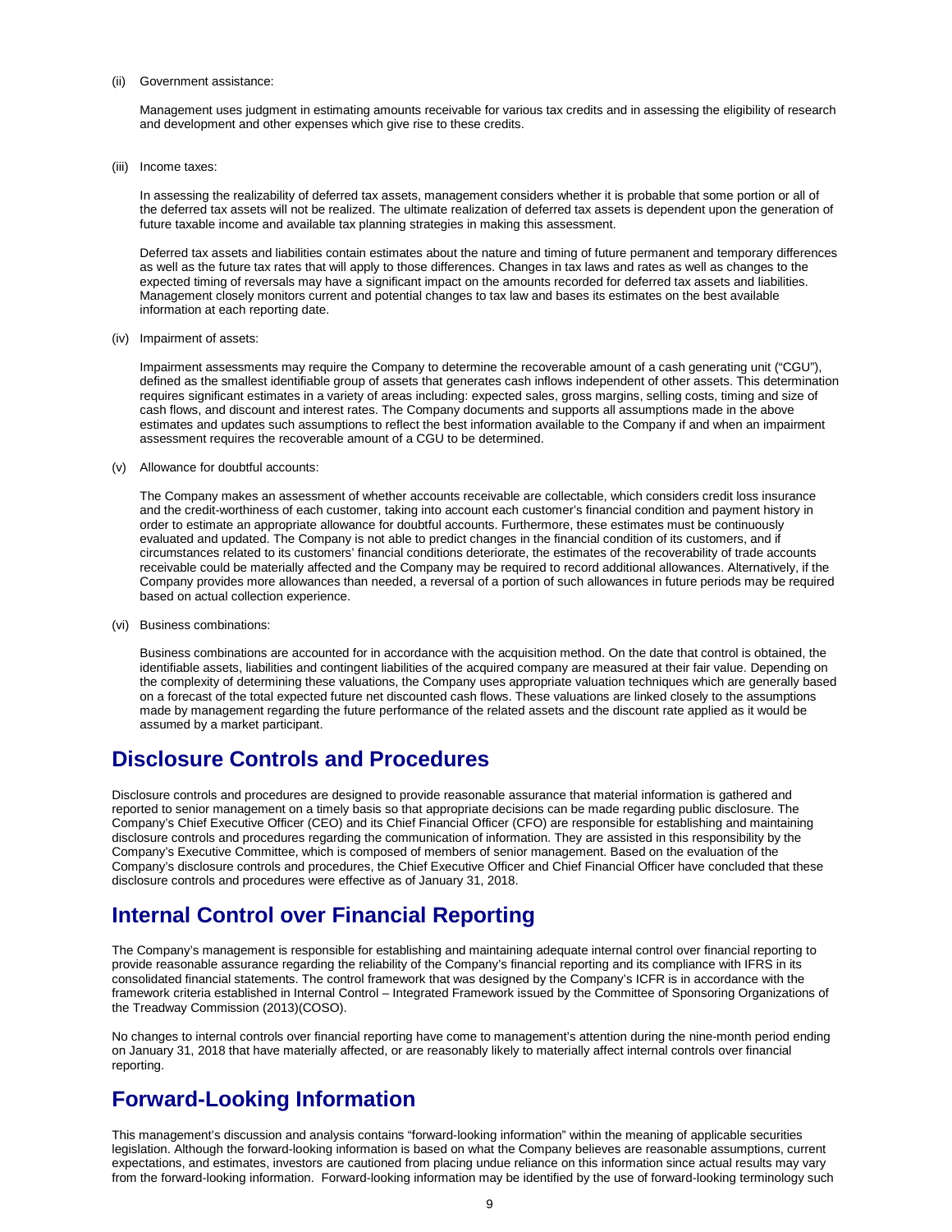(ii) Government assistance:

Management uses judgment in estimating amounts receivable for various tax credits and in assessing the eligibility of research and development and other expenses which give rise to these credits.

(iii) Income taxes:

In assessing the realizability of deferred tax assets, management considers whether it is probable that some portion or all of the deferred tax assets will not be realized. The ultimate realization of deferred tax assets is dependent upon the generation of future taxable income and available tax planning strategies in making this assessment.

Deferred tax assets and liabilities contain estimates about the nature and timing of future permanent and temporary differences as well as the future tax rates that will apply to those differences. Changes in tax laws and rates as well as changes to the expected timing of reversals may have a significant impact on the amounts recorded for deferred tax assets and liabilities. Management closely monitors current and potential changes to tax law and bases its estimates on the best available information at each reporting date.

(iv) Impairment of assets:

Impairment assessments may require the Company to determine the recoverable amount of a cash generating unit ("CGU"), defined as the smallest identifiable group of assets that generates cash inflows independent of other assets. This determination requires significant estimates in a variety of areas including: expected sales, gross margins, selling costs, timing and size of cash flows, and discount and interest rates. The Company documents and supports all assumptions made in the above estimates and updates such assumptions to reflect the best information available to the Company if and when an impairment assessment requires the recoverable amount of a CGU to be determined.

(v) Allowance for doubtful accounts:

The Company makes an assessment of whether accounts receivable are collectable, which considers credit loss insurance and the credit-worthiness of each customer, taking into account each customer's financial condition and payment history in order to estimate an appropriate allowance for doubtful accounts. Furthermore, these estimates must be continuously evaluated and updated. The Company is not able to predict changes in the financial condition of its customers, and if circumstances related to its customers' financial conditions deteriorate, the estimates of the recoverability of trade accounts receivable could be materially affected and the Company may be required to record additional allowances. Alternatively, if the Company provides more allowances than needed, a reversal of a portion of such allowances in future periods may be required based on actual collection experience.

(vi) Business combinations:

Business combinations are accounted for in accordance with the acquisition method. On the date that control is obtained, the identifiable assets, liabilities and contingent liabilities of the acquired company are measured at their fair value. Depending on the complexity of determining these valuations, the Company uses appropriate valuation techniques which are generally based on a forecast of the total expected future net discounted cash flows. These valuations are linked closely to the assumptions made by management regarding the future performance of the related assets and the discount rate applied as it would be assumed by a market participant.

## Disclosure Controls and Procedures

Disclosure controls and procedures are designed to provide reasonable assurance that material information is gathered and reported to senior management on a timely basis so that appropriate decisions can be made regarding public disclosure. The Company's Chief Executive Officer (CEO) and its Chief Financial Officer (CFO) are responsible for establishing and maintaining disclosure controls and procedures regarding the communication of information. They are assisted in this responsibility by the Company's Executive Committee, which is composed of members of senior management. Based on the evaluation of the Company's disclosure controls and procedures, the Chief Executive Officer and Chief Financial Officer have concluded that these disclosure controls and procedures were effective as of January 31, 2018.

## Internal Control over Financial Reporting

The Company's management is responsible for establishing and maintaining adequate internal control over financial reporting to provide reasonable assurance regarding the reliability of the Company's financial reporting and its compliance with IFRS in its consolidated financial statements. The control framework that was designed by the Company's ICFR is in accordance with the framework criteria established in Internal Control – Integrated Framework issued by the Committee of Sponsoring Organizations of the Treadway Commission (2013)(COSO).

No changes to internal controls over financial reporting have come to management's attention during the nine-month period ending on January 31, 2018 that have materially affected, or are reasonably likely to materially affect internal controls over financial reporting.

## Forward-Looking Information

This management's discussion and analysis contains "forward-looking information" within the meaning of applicable securities legislation. Although the forward-looking information is based on what the Company believes are reasonable assumptions, current expectations, and estimates, investors are cautioned from placing undue reliance on this information since actual results may vary from the forward-looking information. Forward-looking information may be identified by the use of forward-looking terminology such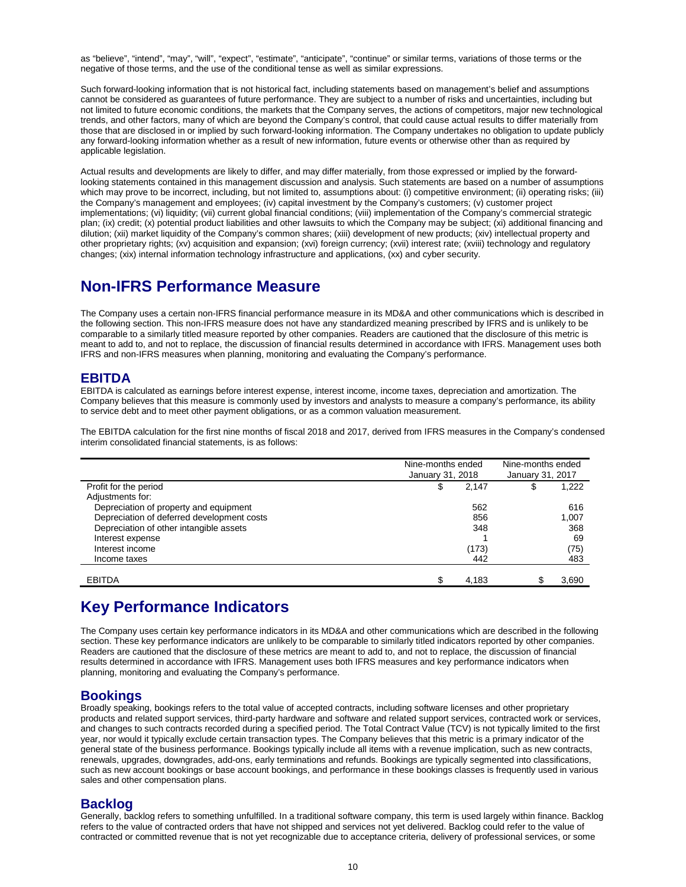as "believe", "intend", "may", "will", "expect", "estimate", "anticipate", "continue" or similar terms, variations of those terms or the negative of those terms, and the use of the conditional tense as well as similar expressions.

Such forward-looking information that is not historical fact, including statements based on management's belief and assumptions cannot be considered as guarantees of future performance. They are subject to a number of risks and uncertainties, including but not limited to future economic conditions, the markets that the Company serves, the actions of competitors, major new technological trends, and other factors, many of which are beyond the Company's control, that could cause actual results to differ materially from those that are disclosed in or implied by such forward-looking information. The Company undertakes no obligation to update publicly any forward-looking information whether as a result of new information, future events or otherwise other than as required by applicable legislation.

Actual results and developments are likely to differ, and may differ materially, from those expressed or implied by the forward-looking statements contained in this management discussion and analysis. Such statements are based on a number of assumptions which may prove to be incorrect, including, but not limited to, assumptions about: (i) competitive environment; (ii) operating risks; (iii) the Company's management and employees; (iv) capital investment by the Company's customers; (v) customer project implementations; (vi) liquidity; (vii) current global financial conditions; (viii) implementation of the Company's commercial strategic plan; (ix) credit; (x) potential product liabilities and other lawsuits to which the Company may be subject; (xi) additional financing and dilution; (xii) market liquidity of the Company's common shares; (xiii) development of new products; (xiv) intellectual property and other proprietary rights; (xv) acquisition and expansion; (xvi) foreign currency; (xvii) interest rate; (xviii) technology and regulatory changes; (xix) internal information technology infrastructure and applications, (xx) and cyber security.

# Non-IFRS Performance Measure

The Company uses a certain non-IFRS financial performance measure in its MD&A and other communications which is described in the following section. This non-IFRS measure does not have any standardized meaning prescribed by IFRS and is unlikely to be comparable to a similarly titled measure reported by other companies. Readers are cautioned that the disclosure of this metric is meant to add to, and not to replace, the discussion of financial results determined in accordance with IFRS. Management uses both IFRS and non-IFRS measures when planning, monitoring and evaluating the Company's performance.

## EBITDA

EBITDA is calculated as earnings before interest expense, interest income, income taxes, depreciation and amortization. The Company believes that this measure is commonly used by investors and analysts to measure a company's performance, its ability to service debt and to meet other payment obligations, or as a common valuation measurement.

The EBITDA calculation for the first nine months of fiscal 2018 and 2017, derived from IFRS measures in the Company's condensed interim consolidated financial statements, is as follows:

| | Nine-months ended January 31, 2018 | Nine-months ended January 31, 2017 |
|---|---|---|
| Profit for the period | $ 2,147 | $ 1,222 |
| Adjustments for: | | |
| Depreciation of property and equipment | 562 | 616 |
| Depreciation of deferred development costs | 856 | 1,007 |
| Depreciation of other intangible assets | 348 | 368 |
| Interest expense | 1 | 69 |
| Interest income | (173) | (75) |
| Income taxes | 442 | 483 |
| EBITDA | $ 4,183 | $ 3,690 |

# Key Performance Indicators

The Company uses certain key performance indicators in its MD&A and other communications which are described in the following section. These key performance indicators are unlikely to be comparable to similarly titled indicators reported by other companies. Readers are cautioned that the disclosure of these metrics are meant to add to, and not to replace, the discussion of financial results determined in accordance with IFRS. Management uses both IFRS measures and key performance indicators when planning, monitoring and evaluating the Company's performance.

## Bookings

Broadly speaking, bookings refers to the total value of accepted contracts, including software licenses and other proprietary products and related support services, third-party hardware and software and related support services, contracted work or services, and changes to such contracts recorded during a specified period. The Total Contract Value (TCV) is not typically limited to the first year, nor would it typically exclude certain transaction types. The Company believes that this metric is a primary indicator of the general state of the business performance. Bookings typically include all items with a revenue implication, such as new contracts, renewals, upgrades, downgrades, add-ons, early terminations and refunds. Bookings are typically segmented into classifications, such as new account bookings or base account bookings, and performance in these bookings classes is frequently used in various sales and other compensation plans.

## Backlog

Generally, backlog refers to something unfulfilled. In a traditional software company, this term is used largely within finance. Backlog refers to the value of contracted orders that have not shipped and services not yet delivered. Backlog could refer to the value of contracted or committed revenue that is not yet recognizable due to acceptance criteria, delivery of professional services, or some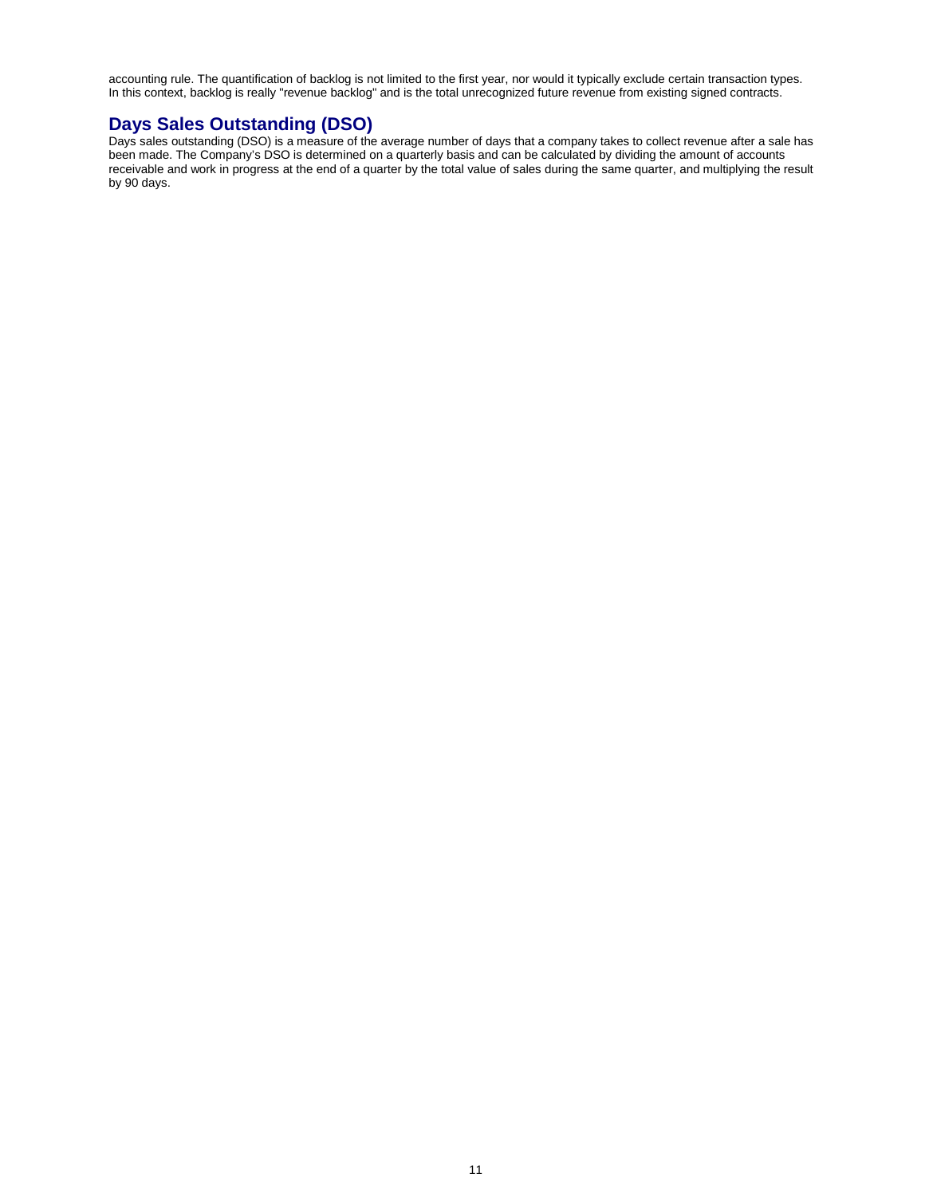accounting rule. The quantification of backlog is not limited to the first year, nor would it typically exclude certain transaction types. In this context, backlog is really "revenue backlog" and is the total unrecognized future revenue from existing signed contracts.

## Days Sales Outstanding (DSO)

Days sales outstanding (DSO) is a measure of the average number of days that a company takes to collect revenue after a sale has been made. The Company's DSO is determined on a quarterly basis and can be calculated by dividing the amount of accounts receivable and work in progress at the end of a quarter by the total value of sales during the same quarter, and multiplying the result by 90 days.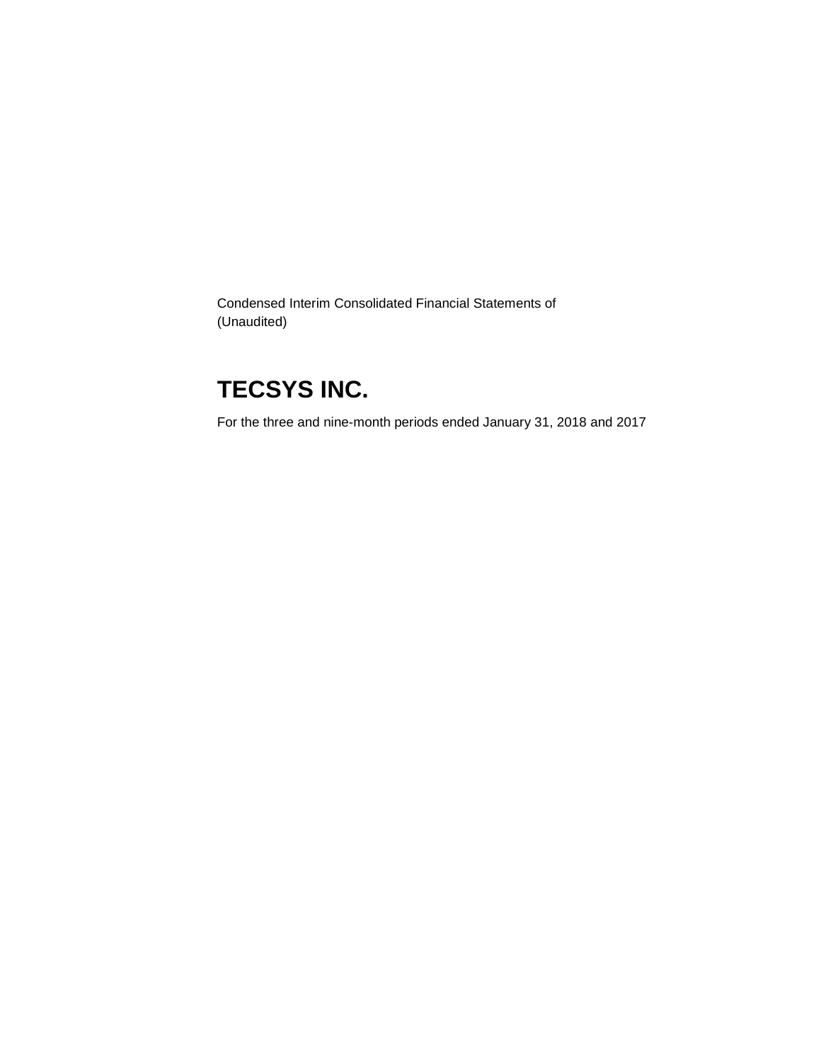Condensed Interim Consolidated Financial Statements of
(Unaudited)

# TECSYS INC.

For the three and nine-month periods ended January 31, 2018 and 2017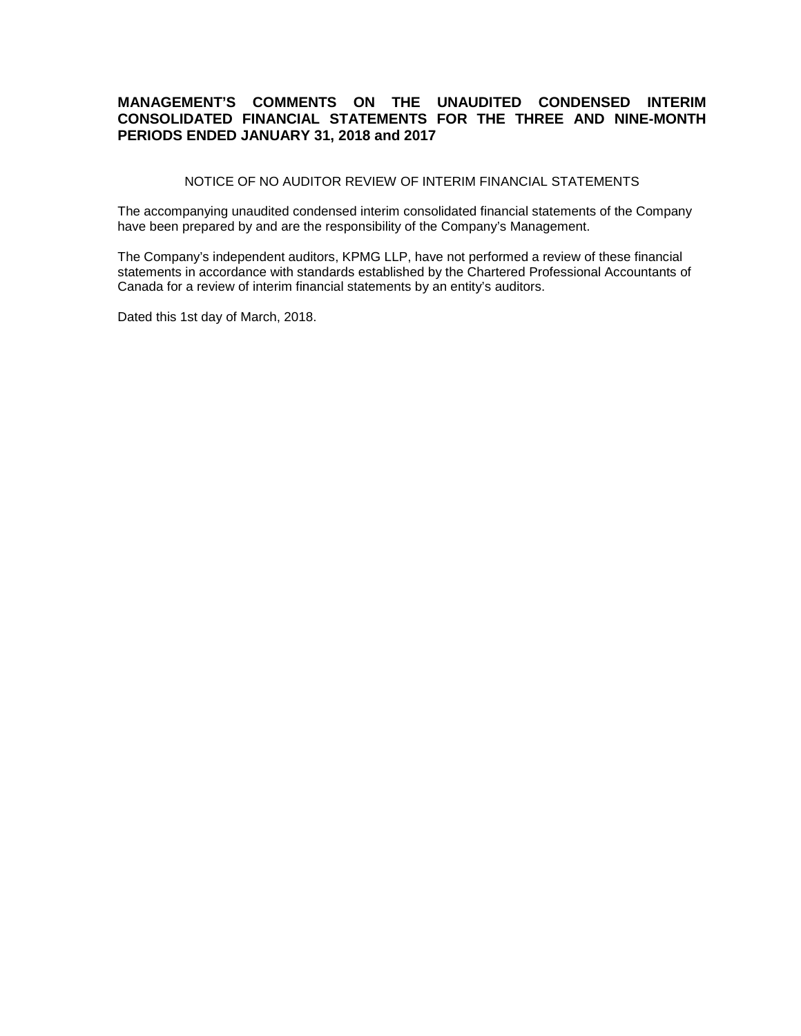**MANAGEMENT'S COMMENTS ON THE UNAUDITED CONDENSED INTERIM CONSOLIDATED FINANCIAL STATEMENTS FOR THE THREE AND NINE-MONTH PERIODS ENDED JANUARY 31, 2018 and 2017**

NOTICE OF NO AUDITOR REVIEW OF INTERIM FINANCIAL STATEMENTS

The accompanying unaudited condensed interim consolidated financial statements of the Company have been prepared by and are the responsibility of the Company's Management.

The Company's independent auditors, KPMG LLP, have not performed a review of these financial statements in accordance with standards established by the Chartered Professional Accountants of Canada for a review of interim financial statements by an entity's auditors.

Dated this 1st day of March, 2018.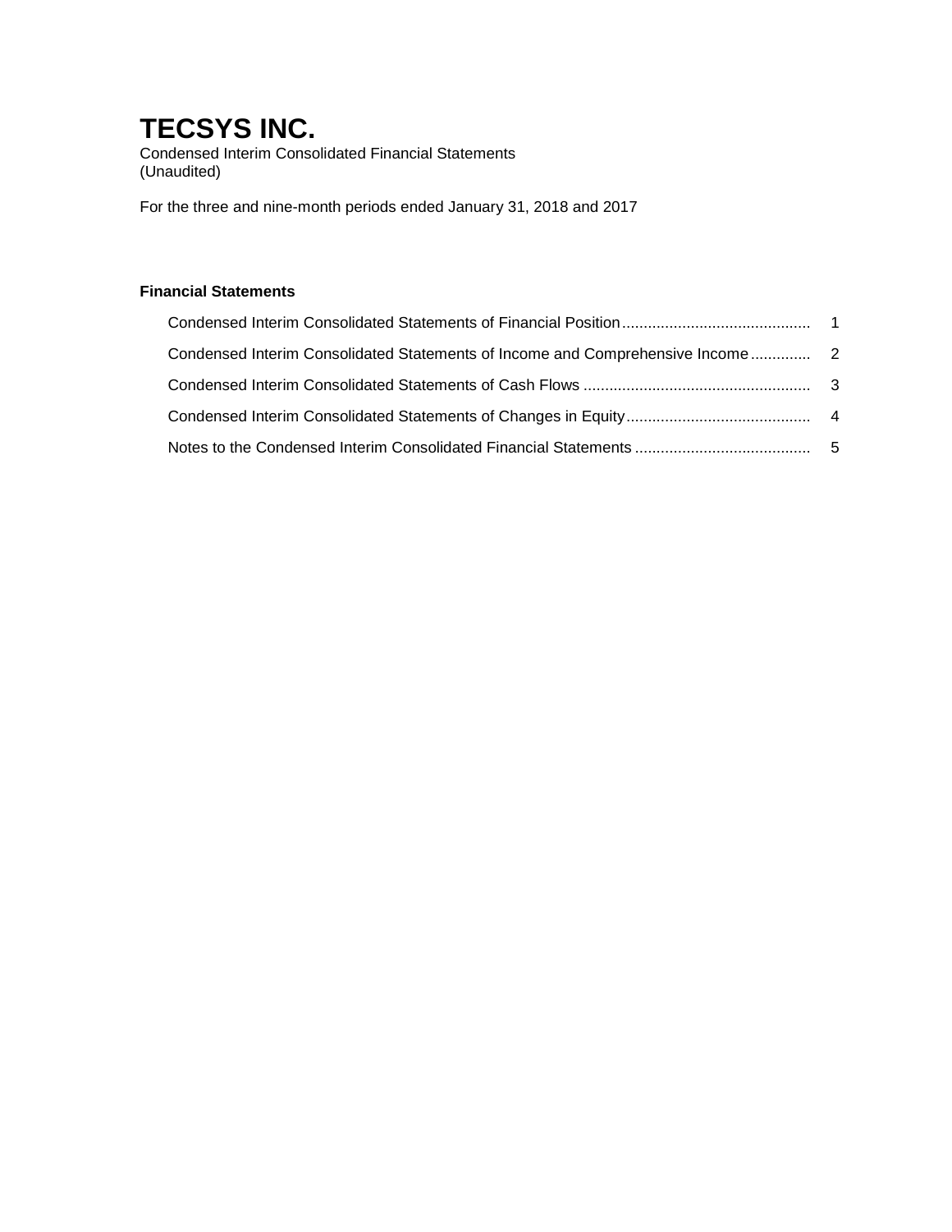# TECSYS INC.

Condensed Interim Consolidated Financial Statements
(Unaudited)

For the three and nine-month periods ended January 31, 2018 and 2017

**Financial Statements**

| | |
|---|---|
| Condensed Interim Consolidated Statements of Financial Position | 1 |
| Condensed Interim Consolidated Statements of Income and Comprehensive Income | 2 |
| Condensed Interim Consolidated Statements of Cash Flows | 3 |
| Condensed Interim Consolidated Statements of Changes in Equity | 4 |
| Notes to the Condensed Interim Consolidated Financial Statements | 5 |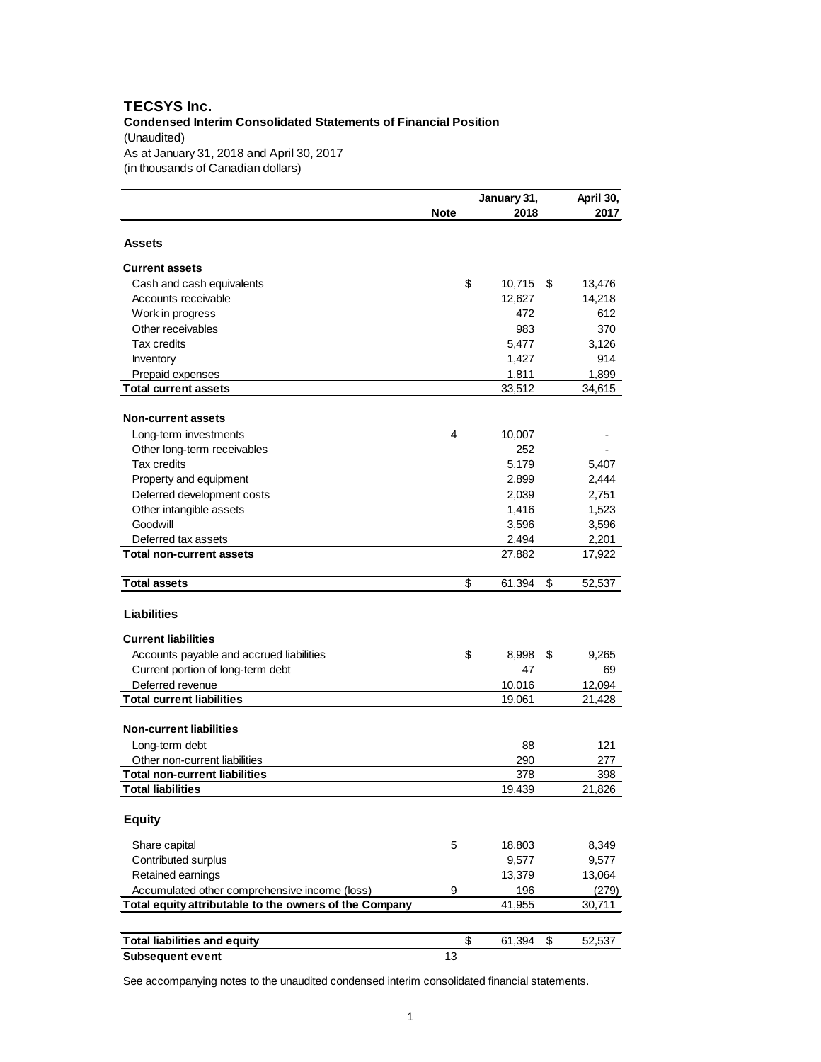# TECSYS Inc.

**Condensed Interim Consolidated Statements of Financial Position**

(Unaudited)

As at January 31, 2018 and April 30, 2017

(in thousands of Canadian dollars)

| | Note | January 31, 2018 | April 30, 2017 |
|---|---|---|---|
| **Assets** | | | |
| **Current assets** | | | |
| Cash and cash equivalents | | $ 10,715 | $ 13,476 |
| Accounts receivable | | 12,627 | 14,218 |
| Work in progress | | 472 | 612 |
| Other receivables | | 983 | 370 |
| Tax credits | | 5,477 | 3,126 |
| Inventory | | 1,427 | 914 |
| Prepaid expenses | | 1,811 | 1,899 |
| **Total current assets** | | 33,512 | 34,615 |
| **Non-current assets** | | | |
| Long-term investments | 4 | 10,007 | - |
| Other long-term receivables | | 252 | - |
| Tax credits | | 5,179 | 5,407 |
| Property and equipment | | 2,899 | 2,444 |
| Deferred development costs | | 2,039 | 2,751 |
| Other intangible assets | | 1,416 | 1,523 |
| Goodwill | | 3,596 | 3,596 |
| Deferred tax assets | | 2,494 | 2,201 |
| **Total non-current assets** | | 27,882 | 17,922 |
| **Total assets** | | $ 61,394 | $ 52,537 |
| **Liabilities** | | | |
| **Current liabilities** | | | |
| Accounts payable and accrued liabilities | | $ 8,998 | $ 9,265 |
| Current portion of long-term debt | | 47 | 69 |
| Deferred revenue | | 10,016 | 12,094 |
| **Total current liabilities** | | 19,061 | 21,428 |
| **Non-current liabilities** | | | |
| Long-term debt | | 88 | 121 |
| Other non-current liabilities | | 290 | 277 |
| **Total non-current liabilities** | | 378 | 398 |
| **Total liabilities** | | 19,439 | 21,826 |
| **Equity** | | | |
| Share capital | 5 | 18,803 | 8,349 |
| Contributed surplus | | 9,577 | 9,577 |
| Retained earnings | | 13,379 | 13,064 |
| Accumulated other comprehensive income (loss) | 9 | 196 | (279) |
| **Total equity attributable to the owners of the Company** | | 41,955 | 30,711 |
| **Total liabilities and equity** | | $ 61,394 | $ 52,537 |
| **Subsequent event** | 13 | | |

See accompanying notes to the unaudited condensed interim consolidated financial statements.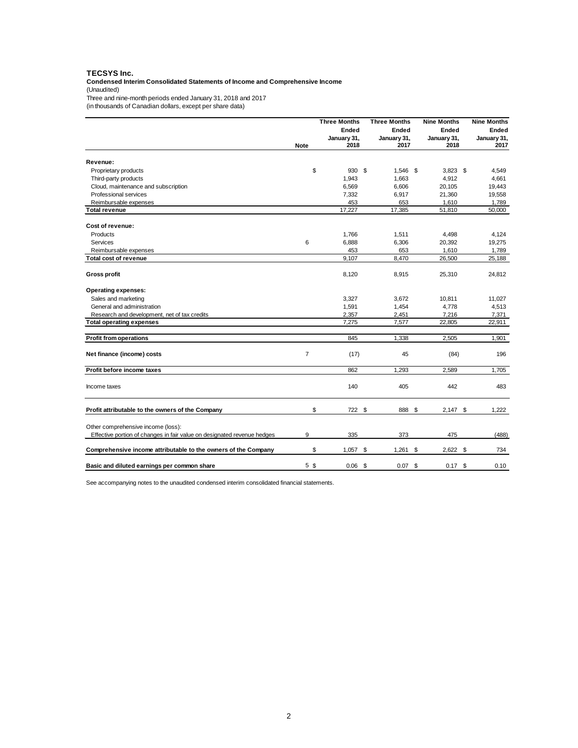**TECSYS Inc.**

**Condensed Interim Consolidated Statements of Income and Comprehensive Income**

(Unaudited)

Three and nine-month periods ended January 31, 2018 and 2017

(in thousands of Canadian dollars, except per share data)

| | Note | Three Months Ended January 31, 2018 | Three Months Ended January 31, 2017 | Nine Months Ended January 31, 2018 | Nine Months Ended January 31, 2017 |
|---|---|---|---|---|---|
| **Revenue:** | | | | | |
| Proprietary products | | $ 930 | $ 1,546 | $ 3,823 | $ 4,549 |
| Third-party products | | 1,943 | 1,663 | 4,912 | 4,661 |
| Cloud, maintenance and subscription | | 6,569 | 6,606 | 20,105 | 19,443 |
| Professional services | | 7,332 | 6,917 | 21,360 | 19,558 |
| Reimbursable expenses | | 453 | 653 | 1,610 | 1,789 |
| **Total revenue** | | 17,227 | 17,385 | 51,810 | 50,000 |
| **Cost of revenue:** | | | | | |
| Products | | 1,766 | 1,511 | 4,498 | 4,124 |
| Services | 6 | 6,888 | 6,306 | 20,392 | 19,275 |
| Reimbursable expenses | | 453 | 653 | 1,610 | 1,789 |
| **Total cost of revenue** | | 9,107 | 8,470 | 26,500 | 25,188 |
| **Gross profit** | | 8,120 | 8,915 | 25,310 | 24,812 |
| **Operating expenses:** | | | | | |
| Sales and marketing | | 3,327 | 3,672 | 10,811 | 11,027 |
| General and administration | | 1,591 | 1,454 | 4,778 | 4,513 |
| Research and development, net of tax credits | | 2,357 | 2,451 | 7,216 | 7,371 |
| **Total operating expenses** | | 7,275 | 7,577 | 22,805 | 22,911 |
| **Profit from operations** | | 845 | 1,338 | 2,505 | 1,901 |
| **Net finance (income) costs** | 7 | (17) | 45 | (84) | 196 |
| **Profit before income taxes** | | 862 | 1,293 | 2,589 | 1,705 |
| Income taxes | | 140 | 405 | 442 | 483 |
| **Profit attributable to the owners of the Company** | | $ 722 | $ 888 | $ 2,147 | $ 1,222 |
| Other comprehensive income (loss): | | | | | |
| Effective portion of changes in fair value on designated revenue hedges | 9 | 335 | 373 | 475 | (488) |
| **Comprehensive income attributable to the owners of the Company** | | $ 1,057 | $ 1,261 | $ 2,622 | $ 734 |
| **Basic and diluted earnings per common share** | 5 | $ 0.06 | $ 0.07 | $ 0.17 | $ 0.10 |

See accompanying notes to the unaudited condensed interim consolidated financial statements.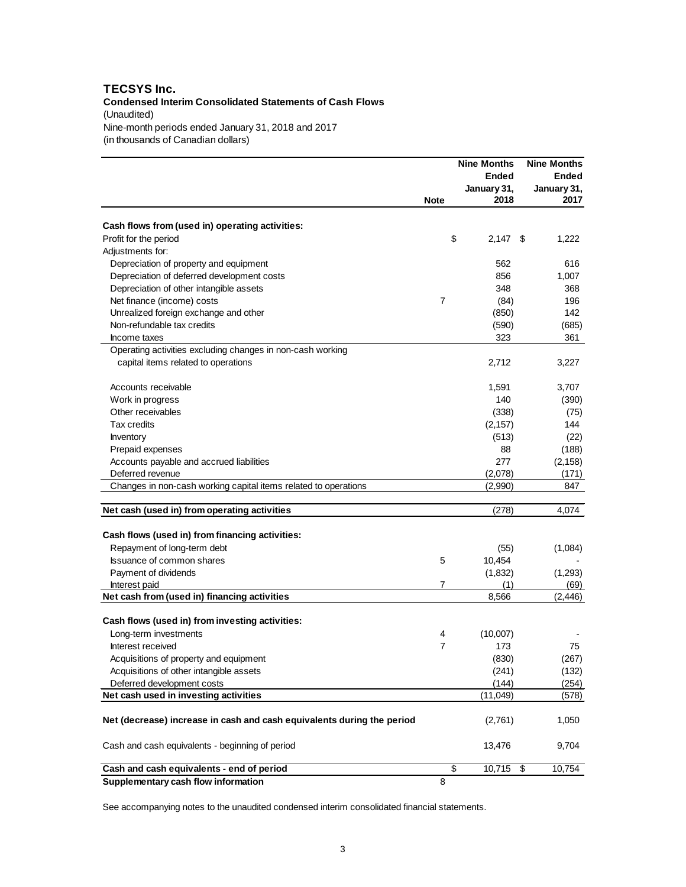## TECSYS Inc.

**Condensed Interim Consolidated Statements of Cash Flows**

(Unaudited)

Nine-month periods ended January 31, 2018 and 2017

(in thousands of Canadian dollars)

| | Note | Nine Months Ended January 31, 2018 | Nine Months Ended January 31, 2017 |
|---|---|---|---|
| **Cash flows from (used in) operating activities:** | | | |
| Profit for the period | | $ 2,147 | $ 1,222 |
| Adjustments for: | | | |
| Depreciation of property and equipment | | 562 | 616 |
| Depreciation of deferred development costs | | 856 | 1,007 |
| Depreciation of other intangible assets | | 348 | 368 |
| Net finance (income) costs | 7 | (84) | 196 |
| Unrealized foreign exchange and other | | (850) | 142 |
| Non-refundable tax credits | | (590) | (685) |
| Income taxes | | 323 | 361 |
| Operating activities excluding changes in non-cash working capital items related to operations | | 2,712 | 3,227 |
| Accounts receivable | | 1,591 | 3,707 |
| Work in progress | | 140 | (390) |
| Other receivables | | (338) | (75) |
| Tax credits | | (2,157) | 144 |
| Inventory | | (513) | (22) |
| Prepaid expenses | | 88 | (188) |
| Accounts payable and accrued liabilities | | 277 | (2,158) |
| Deferred revenue | | (2,078) | (171) |
| Changes in non-cash working capital items related to operations | | (2,990) | 847 |
| **Net cash (used in) from operating activities** | | (278) | 4,074 |
| **Cash flows (used in) from financing activities:** | | | |
| Repayment of long-term debt | | (55) | (1,084) |
| Issuance of common shares | 5 | 10,454 | - |
| Payment of dividends | | (1,832) | (1,293) |
| Interest paid | 7 | (1) | (69) |
| **Net cash from (used in) financing activities** | | 8,566 | (2,446) |
| **Cash flows (used in) from investing activities:** | | | |
| Long-term investments | 4 | (10,007) | - |
| Interest received | 7 | 173 | 75 |
| Acquisitions of property and equipment | | (830) | (267) |
| Acquisitions of other intangible assets | | (241) | (132) |
| Deferred development costs | | (144) | (254) |
| **Net cash used in investing activities** | | (11,049) | (578) |
| **Net (decrease) increase in cash and cash equivalents during the period** | | (2,761) | 1,050 |
| Cash and cash equivalents - beginning of period | | 13,476 | 9,704 |
| **Cash and cash equivalents - end of period** | | $ 10,715 | $ 10,754 |
| **Supplementary cash flow information** | 8 | | |

See accompanying notes to the unaudited condensed interim consolidated financial statements.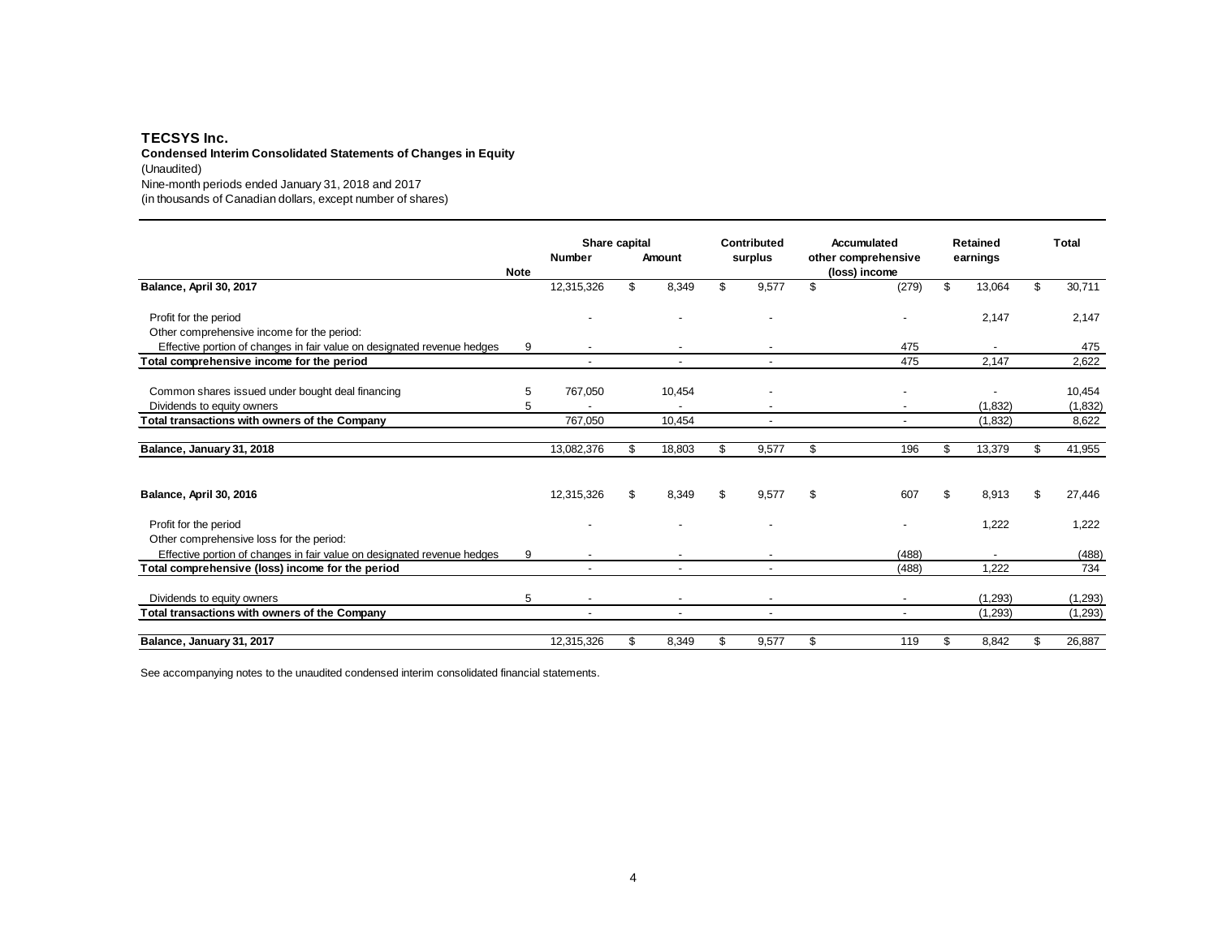**TECSYS Inc.**

**Condensed Interim Consolidated Statements of Changes in Equity**

(Unaudited)

Nine-month periods ended January 31, 2018 and 2017

(in thousands of Canadian dollars, except number of shares)

| | Note | Share capital Number | Share capital Amount | Contributed surplus | Accumulated other comprehensive (loss) income | Retained earnings | Total |
|---|---|---|---|---|---|---|---|
| **Balance, April 30, 2017** | | 12,315,326 | $ 8,349 | $ 9,577 | $ (279) | $ 13,064 | $ 30,711 |
| Profit for the period | | - | - | - | - | 2,147 | 2,147 |
| Other comprehensive income for the period: | | | | | | | |
| Effective portion of changes in fair value on designated revenue hedges | 9 | - | - | - | 475 | - | 475 |
| **Total comprehensive income for the period** | | - | - | - | 475 | 2,147 | 2,622 |
| Common shares issued under bought deal financing | 5 | 767,050 | 10,454 | - | - | - | 10,454 |
| Dividends to equity owners | 5 | - | - | - | - | (1,832) | (1,832) |
| **Total transactions with owners of the Company** | | 767,050 | 10,454 | - | - | (1,832) | 8,622 |
| **Balance, January 31, 2018** | | 13,082,376 | $ 18,803 | $ 9,577 | $ 196 | $ 13,379 | $ 41,955 |
| **Balance, April 30, 2016** | | 12,315,326 | $ 8,349 | $ 9,577 | $ 607 | $ 8,913 | $ 27,446 |
| Profit for the period | | - | - | - | - | 1,222 | 1,222 |
| Other comprehensive loss for the period: | | | | | | | |
| Effective portion of changes in fair value on designated revenue hedges | 9 | - | - | - | (488) | - | (488) |
| **Total comprehensive (loss) income for the period** | | - | - | - | (488) | 1,222 | 734 |
| Dividends to equity owners | 5 | - | - | - | - | (1,293) | (1,293) |
| **Total transactions with owners of the Company** | | - | - | - | - | (1,293) | (1,293) |
| **Balance, January 31, 2017** | | 12,315,326 | $ 8,349 | $ 9,577 | $ 119 | $ 8,842 | $ 26,887 |

See accompanying notes to the unaudited condensed interim consolidated financial statements.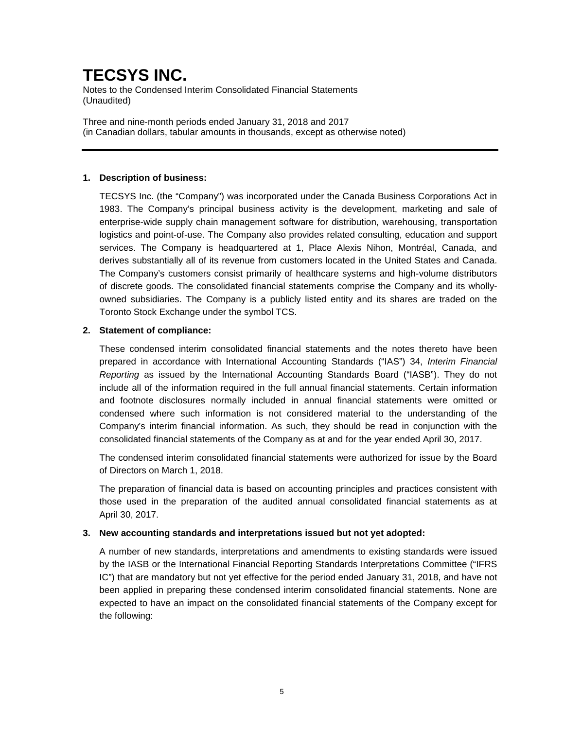# TECSYS INC.

Notes to the Condensed Interim Consolidated Financial Statements
(Unaudited)

Three and nine-month periods ended January 31, 2018 and 2017
(in Canadian dollars, tabular amounts in thousands, except as otherwise noted)

---

**1. Description of business:**

TECSYS Inc. (the "Company") was incorporated under the Canada Business Corporations Act in 1983. The Company's principal business activity is the development, marketing and sale of enterprise-wide supply chain management software for distribution, warehousing, transportation logistics and point-of-use. The Company also provides related consulting, education and support services. The Company is headquartered at 1, Place Alexis Nihon, Montréal, Canada, and derives substantially all of its revenue from customers located in the United States and Canada. The Company's customers consist primarily of healthcare systems and high-volume distributors of discrete goods. The consolidated financial statements comprise the Company and its wholly-owned subsidiaries. The Company is a publicly listed entity and its shares are traded on the Toronto Stock Exchange under the symbol TCS.

**2. Statement of compliance:**

These condensed interim consolidated financial statements and the notes thereto have been prepared in accordance with International Accounting Standards ("IAS") 34, *Interim Financial Reporting* as issued by the International Accounting Standards Board ("IASB"). They do not include all of the information required in the full annual financial statements. Certain information and footnote disclosures normally included in annual financial statements were omitted or condensed where such information is not considered material to the understanding of the Company's interim financial information. As such, they should be read in conjunction with the consolidated financial statements of the Company as at and for the year ended April 30, 2017.

The condensed interim consolidated financial statements were authorized for issue by the Board of Directors on March 1, 2018.

The preparation of financial data is based on accounting principles and practices consistent with those used in the preparation of the audited annual consolidated financial statements as at April 30, 2017.

**3. New accounting standards and interpretations issued but not yet adopted:**

A number of new standards, interpretations and amendments to existing standards were issued by the IASB or the International Financial Reporting Standards Interpretations Committee ("IFRS IC") that are mandatory but not yet effective for the period ended January 31, 2018, and have not been applied in preparing these condensed interim consolidated financial statements. None are expected to have an impact on the consolidated financial statements of the Company except for the following: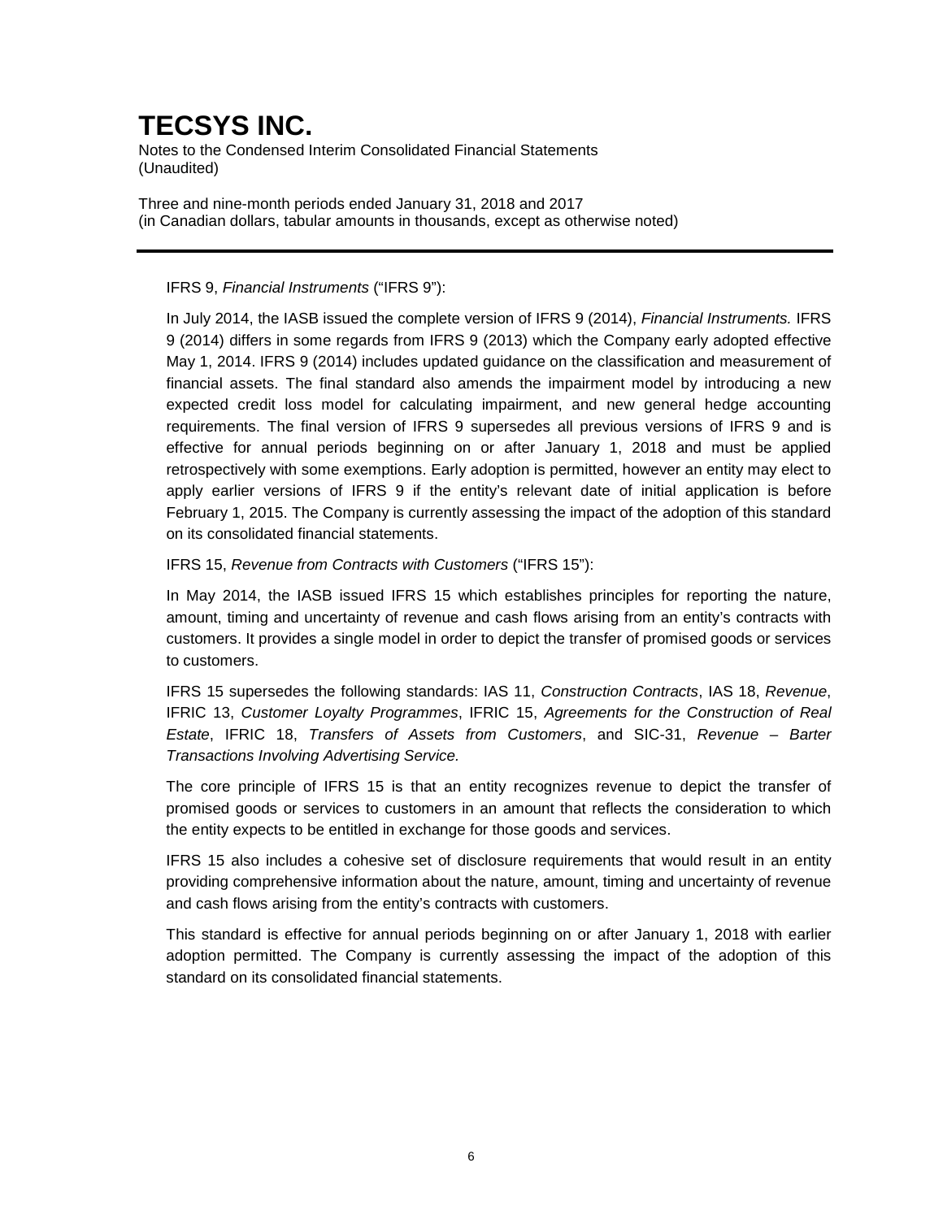IFRS 9, *Financial Instruments* ("IFRS 9"):

In July 2014, the IASB issued the complete version of IFRS 9 (2014), *Financial Instruments.* IFRS 9 (2014) differs in some regards from IFRS 9 (2013) which the Company early adopted effective May 1, 2014. IFRS 9 (2014) includes updated guidance on the classification and measurement of financial assets. The final standard also amends the impairment model by introducing a new expected credit loss model for calculating impairment, and new general hedge accounting requirements. The final version of IFRS 9 supersedes all previous versions of IFRS 9 and is effective for annual periods beginning on or after January 1, 2018 and must be applied retrospectively with some exemptions. Early adoption is permitted, however an entity may elect to apply earlier versions of IFRS 9 if the entity's relevant date of initial application is before February 1, 2015. The Company is currently assessing the impact of the adoption of this standard on its consolidated financial statements.

IFRS 15, *Revenue from Contracts with Customers* ("IFRS 15"):

In May 2014, the IASB issued IFRS 15 which establishes principles for reporting the nature, amount, timing and uncertainty of revenue and cash flows arising from an entity's contracts with customers. It provides a single model in order to depict the transfer of promised goods or services to customers.

IFRS 15 supersedes the following standards: IAS 11, *Construction Contracts*, IAS 18, *Revenue*, IFRIC 13, *Customer Loyalty Programmes*, IFRIC 15, *Agreements for the Construction of Real Estate*, IFRIC 18, *Transfers of Assets from Customers*, and SIC-31, *Revenue – Barter Transactions Involving Advertising Service.*

The core principle of IFRS 15 is that an entity recognizes revenue to depict the transfer of promised goods or services to customers in an amount that reflects the consideration to which the entity expects to be entitled in exchange for those goods and services.

IFRS 15 also includes a cohesive set of disclosure requirements that would result in an entity providing comprehensive information about the nature, amount, timing and uncertainty of revenue and cash flows arising from the entity's contracts with customers.

This standard is effective for annual periods beginning on or after January 1, 2018 with earlier adoption permitted. The Company is currently assessing the impact of the adoption of this standard on its consolidated financial statements.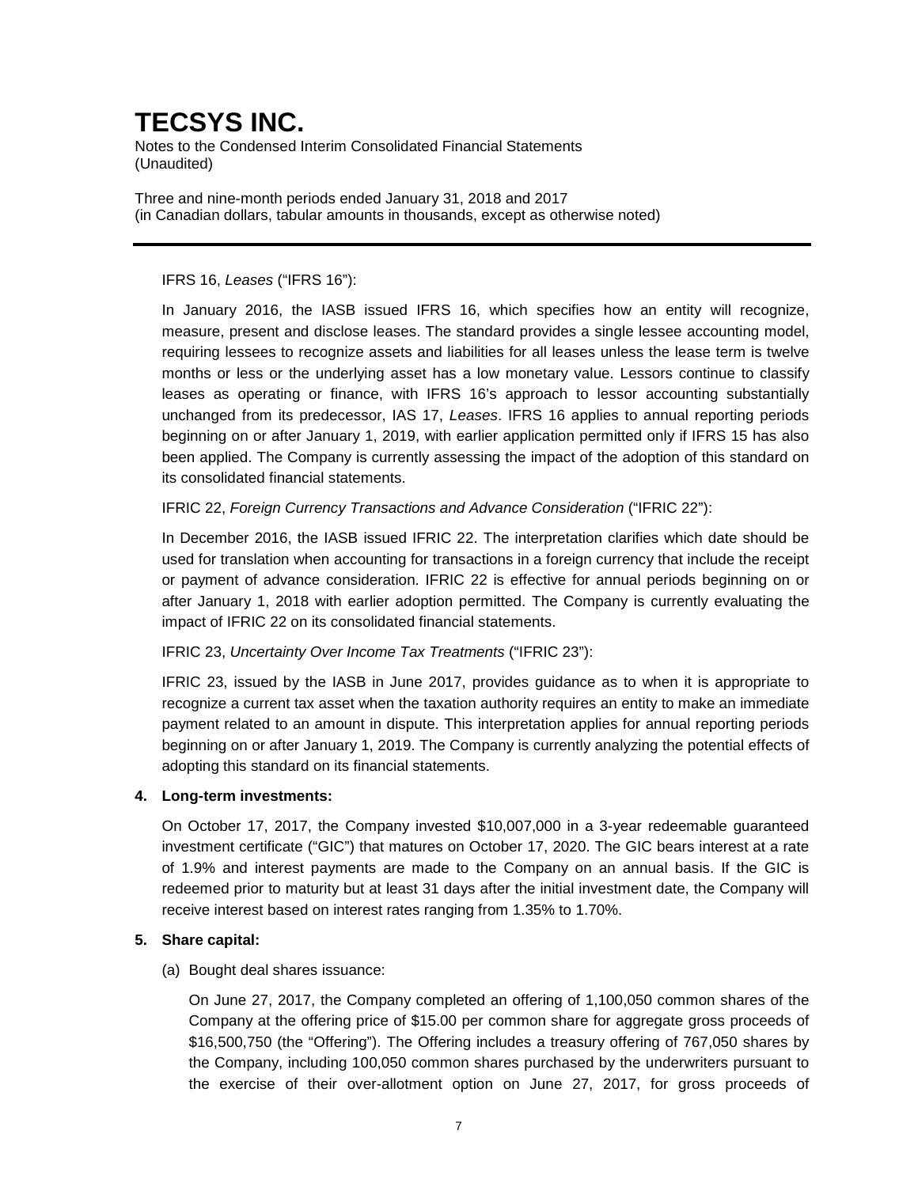IFRS 16, *Leases* ("IFRS 16"):

In January 2016, the IASB issued IFRS 16, which specifies how an entity will recognize, measure, present and disclose leases. The standard provides a single lessee accounting model, requiring lessees to recognize assets and liabilities for all leases unless the lease term is twelve months or less or the underlying asset has a low monetary value. Lessors continue to classify leases as operating or finance, with IFRS 16's approach to lessor accounting substantially unchanged from its predecessor, IAS 17, *Leases*. IFRS 16 applies to annual reporting periods beginning on or after January 1, 2019, with earlier application permitted only if IFRS 15 has also been applied. The Company is currently assessing the impact of the adoption of this standard on its consolidated financial statements.

IFRIC 22, *Foreign Currency Transactions and Advance Consideration* ("IFRIC 22"):

In December 2016, the IASB issued IFRIC 22. The interpretation clarifies which date should be used for translation when accounting for transactions in a foreign currency that include the receipt or payment of advance consideration. IFRIC 22 is effective for annual periods beginning on or after January 1, 2018 with earlier adoption permitted. The Company is currently evaluating the impact of IFRIC 22 on its consolidated financial statements.

IFRIC 23, *Uncertainty Over Income Tax Treatments* ("IFRIC 23"):

IFRIC 23, issued by the IASB in June 2017, provides guidance as to when it is appropriate to recognize a current tax asset when the taxation authority requires an entity to make an immediate payment related to an amount in dispute. This interpretation applies for annual reporting periods beginning on or after January 1, 2019. The Company is currently analyzing the potential effects of adopting this standard on its financial statements.

**4. Long-term investments:**

On October 17, 2017, the Company invested $10,007,000 in a 3-year redeemable guaranteed investment certificate ("GIC") that matures on October 17, 2020. The GIC bears interest at a rate of 1.9% and interest payments are made to the Company on an annual basis. If the GIC is redeemed prior to maturity but at least 31 days after the initial investment date, the Company will receive interest based on interest rates ranging from 1.35% to 1.70%.

**5. Share capital:**

(a) Bought deal shares issuance:

On June 27, 2017, the Company completed an offering of 1,100,050 common shares of the Company at the offering price of $15.00 per common share for aggregate gross proceeds of $16,500,750 (the "Offering"). The Offering includes a treasury offering of 767,050 shares by the Company, including 100,050 common shares purchased by the underwriters pursuant to the exercise of their over-allotment option on June 27, 2017, for gross proceeds of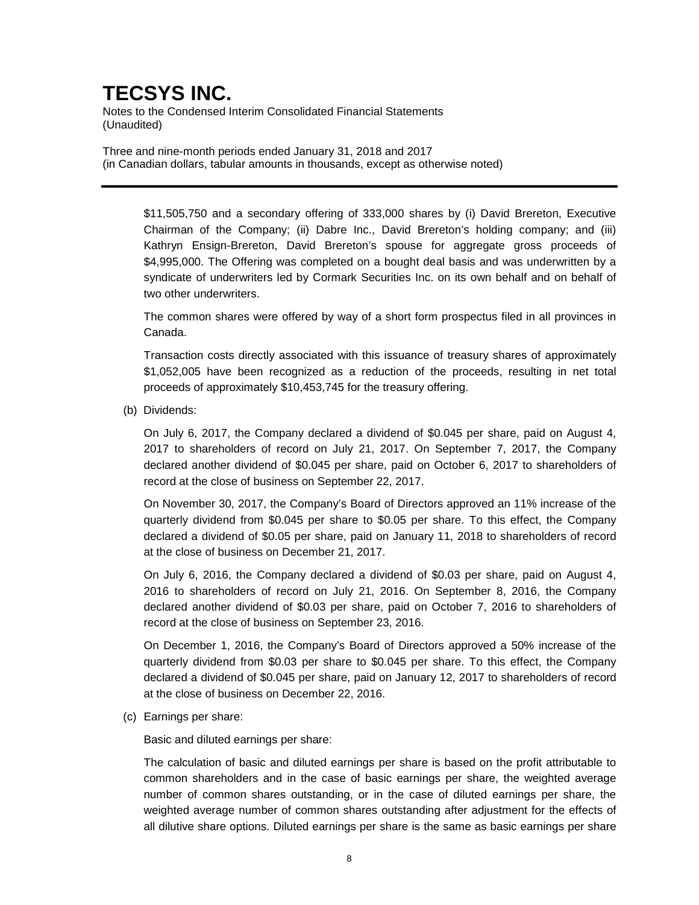$11,505,750 and a secondary offering of 333,000 shares by (i) David Brereton, Executive Chairman of the Company; (ii) Dabre Inc., David Brereton's holding company; and (iii) Kathryn Ensign-Brereton, David Brereton's spouse for aggregate gross proceeds of $4,995,000. The Offering was completed on a bought deal basis and was underwritten by a syndicate of underwriters led by Cormark Securities Inc. on its own behalf and on behalf of two other underwriters.

The common shares were offered by way of a short form prospectus filed in all provinces in Canada.

Transaction costs directly associated with this issuance of treasury shares of approximately $1,052,005 have been recognized as a reduction of the proceeds, resulting in net total proceeds of approximately $10,453,745 for the treasury offering.

(b) Dividends:

On July 6, 2017, the Company declared a dividend of $0.045 per share, paid on August 4, 2017 to shareholders of record on July 21, 2017. On September 7, 2017, the Company declared another dividend of $0.045 per share, paid on October 6, 2017 to shareholders of record at the close of business on September 22, 2017.

On November 30, 2017, the Company's Board of Directors approved an 11% increase of the quarterly dividend from $0.045 per share to $0.05 per share. To this effect, the Company declared a dividend of $0.05 per share, paid on January 11, 2018 to shareholders of record at the close of business on December 21, 2017.

On July 6, 2016, the Company declared a dividend of $0.03 per share, paid on August 4, 2016 to shareholders of record on July 21, 2016. On September 8, 2016, the Company declared another dividend of $0.03 per share, paid on October 7, 2016 to shareholders of record at the close of business on September 23, 2016.

On December 1, 2016, the Company's Board of Directors approved a 50% increase of the quarterly dividend from $0.03 per share to $0.045 per share. To this effect, the Company declared a dividend of $0.045 per share, paid on January 12, 2017 to shareholders of record at the close of business on December 22, 2016.

(c) Earnings per share:

Basic and diluted earnings per share:

The calculation of basic and diluted earnings per share is based on the profit attributable to common shareholders and in the case of basic earnings per share, the weighted average number of common shares outstanding, or in the case of diluted earnings per share, the weighted average number of common shares outstanding after adjustment for the effects of all dilutive share options. Diluted earnings per share is the same as basic earnings per share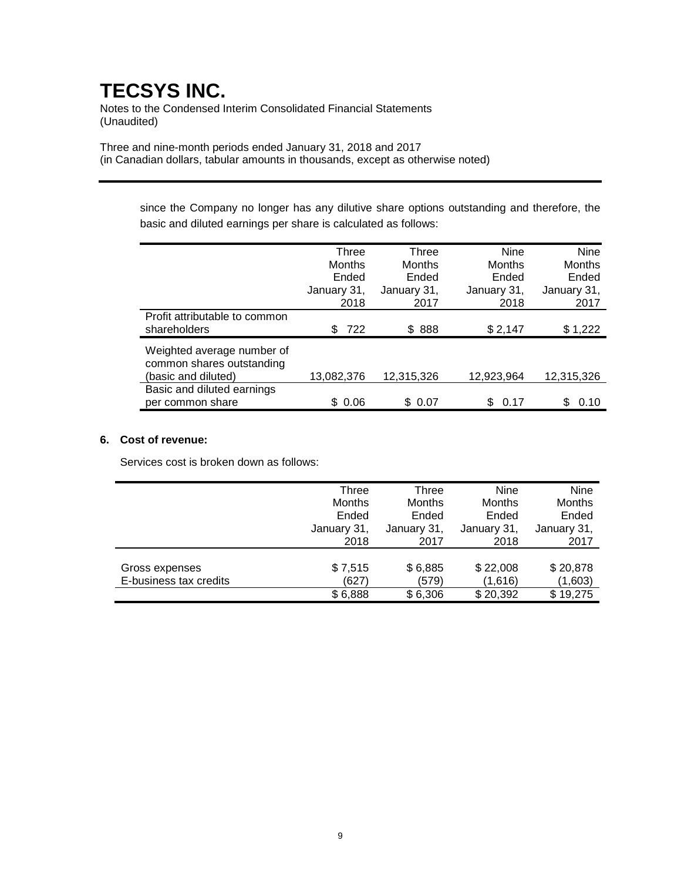since the Company no longer has any dilutive share options outstanding and therefore, the basic and diluted earnings per share is calculated as follows:

| | Three Months Ended January 31, 2018 | Three Months Ended January 31, 2017 | Nine Months Ended January 31, 2018 | Nine Months Ended January 31, 2017 |
|---|---|---|---|---|
| Profit attributable to common shareholders | $ 722 | $ 888 | $ 2,147 | $ 1,222 |
| Weighted average number of common shares outstanding (basic and diluted) | 13,082,376 | 12,315,326 | 12,923,964 | 12,315,326 |
| Basic and diluted earnings per common share | $ 0.06 | $ 0.07 | $ 0.17 | $ 0.10 |

## 6. Cost of revenue:

Services cost is broken down as follows:

| | Three Months Ended January 31, 2018 | Three Months Ended January 31, 2017 | Nine Months Ended January 31, 2018 | Nine Months Ended January 31, 2017 |
|---|---|---|---|---|
| Gross expenses | $ 7,515 | $ 6,885 | $ 22,008 | $ 20,878 |
| E-business tax credits | (627) | (579) | (1,616) | (1,603) |
| | $ 6,888 | $ 6,306 | $ 20,392 | $ 19,275 |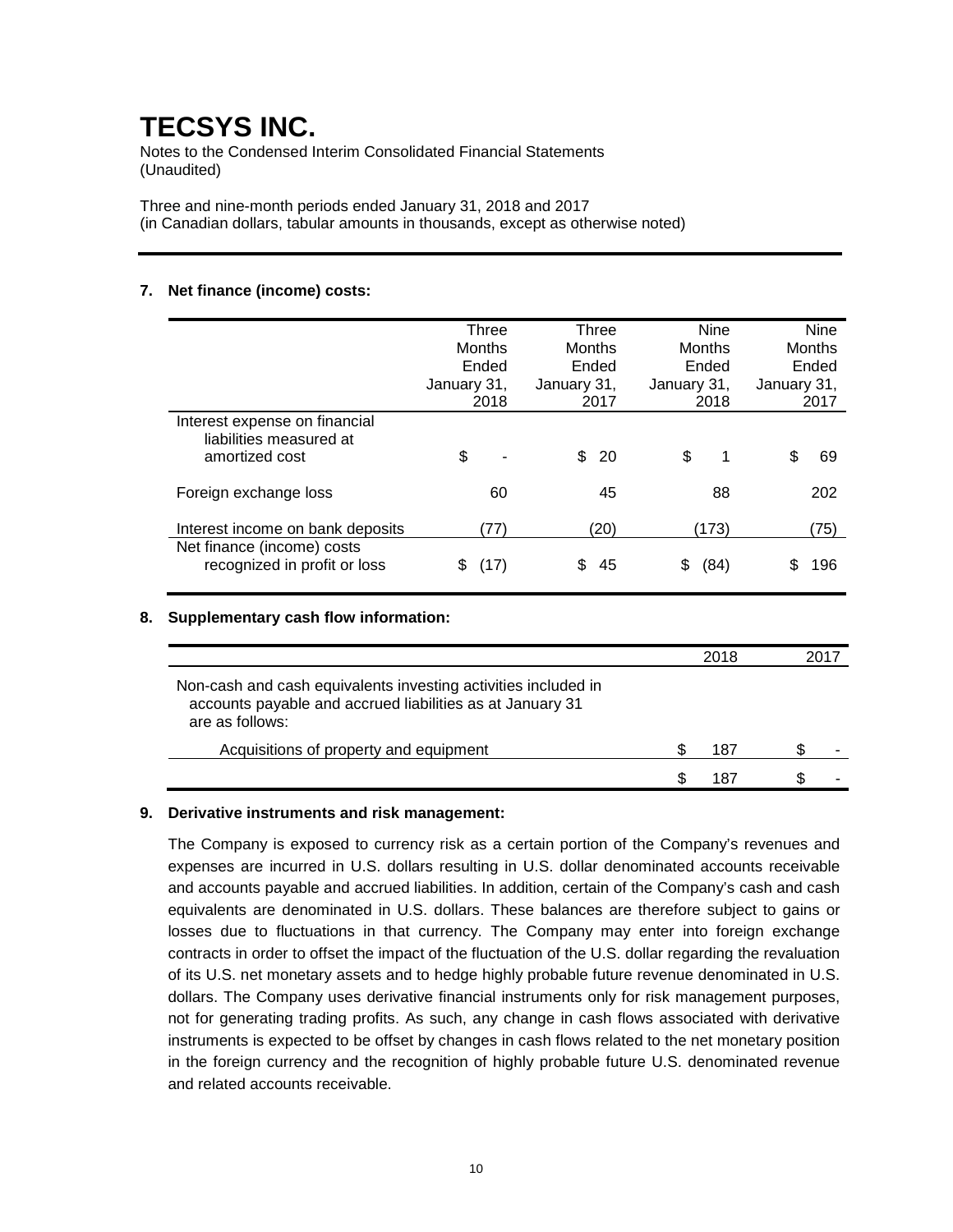# TECSYS INC.

Notes to the Condensed Interim Consolidated Financial Statements
(Unaudited)

Three and nine-month periods ended January 31, 2018 and 2017
(in Canadian dollars, tabular amounts in thousands, except as otherwise noted)

---

**7. Net finance (income) costs:**

| | Three Months Ended January 31, 2018 | Three Months Ended January 31, 2017 | Nine Months Ended January 31, 2018 | Nine Months Ended January 31, 2017 |
|---|---|---|---|---|
| Interest expense on financial liabilities measured at amortized cost | $ - | $ 20 | $ 1 | $ 69 |
| Foreign exchange loss | 60 | 45 | 88 | 202 |
| Interest income on bank deposits | (77) | (20) | (173) | (75) |
| Net finance (income) costs recognized in profit or loss | $ (17) | $ 45 | $ (84) | $ 196 |

**8. Supplementary cash flow information:**

| | 2018 | 2017 |
|---|---|---|
| Non-cash and cash equivalents investing activities included in accounts payable and accrued liabilities as at January 31 are as follows: | | |
| Acquisitions of property and equipment | $ 187 | $ - |
| | $ 187 | $ - |

**9. Derivative instruments and risk management:**

The Company is exposed to currency risk as a certain portion of the Company's revenues and expenses are incurred in U.S. dollars resulting in U.S. dollar denominated accounts receivable and accounts payable and accrued liabilities. In addition, certain of the Company's cash and cash equivalents are denominated in U.S. dollars. These balances are therefore subject to gains or losses due to fluctuations in that currency. The Company may enter into foreign exchange contracts in order to offset the impact of the fluctuation of the U.S. dollar regarding the revaluation of its U.S. net monetary assets and to hedge highly probable future revenue denominated in U.S. dollars. The Company uses derivative financial instruments only for risk management purposes, not for generating trading profits. As such, any change in cash flows associated with derivative instruments is expected to be offset by changes in cash flows related to the net monetary position in the foreign currency and the recognition of highly probable future U.S. denominated revenue and related accounts receivable.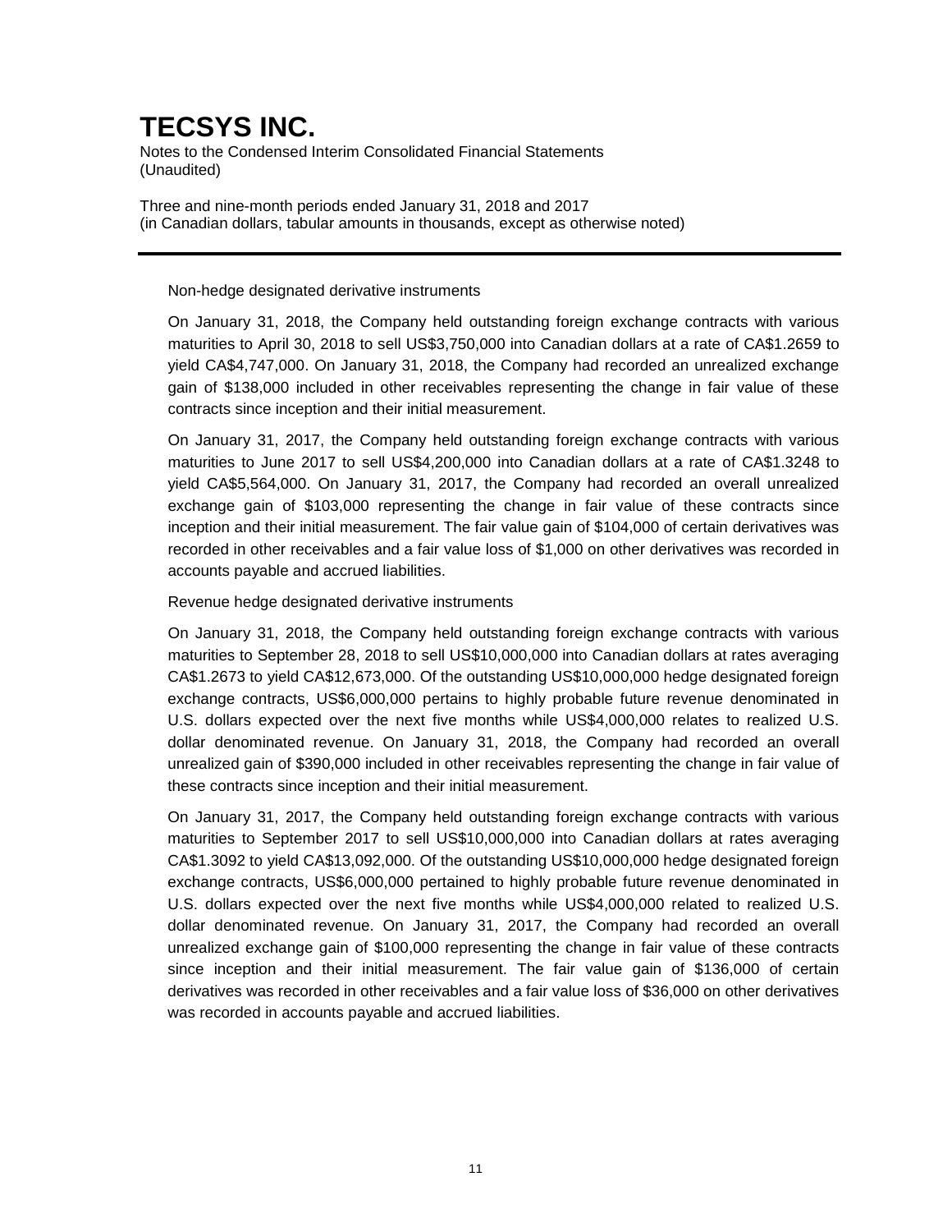Non-hedge designated derivative instruments

On January 31, 2018, the Company held outstanding foreign exchange contracts with various maturities to April 30, 2018 to sell US$3,750,000 into Canadian dollars at a rate of CA$1.2659 to yield CA$4,747,000. On January 31, 2018, the Company had recorded an unrealized exchange gain of $138,000 included in other receivables representing the change in fair value of these contracts since inception and their initial measurement.

On January 31, 2017, the Company held outstanding foreign exchange contracts with various maturities to June 2017 to sell US$4,200,000 into Canadian dollars at a rate of CA$1.3248 to yield CA$5,564,000. On January 31, 2017, the Company had recorded an overall unrealized exchange gain of $103,000 representing the change in fair value of these contracts since inception and their initial measurement. The fair value gain of $104,000 of certain derivatives was recorded in other receivables and a fair value loss of $1,000 on other derivatives was recorded in accounts payable and accrued liabilities.

Revenue hedge designated derivative instruments

On January 31, 2018, the Company held outstanding foreign exchange contracts with various maturities to September 28, 2018 to sell US$10,000,000 into Canadian dollars at rates averaging CA$1.2673 to yield CA$12,673,000. Of the outstanding US$10,000,000 hedge designated foreign exchange contracts, US$6,000,000 pertains to highly probable future revenue denominated in U.S. dollars expected over the next five months while US$4,000,000 relates to realized U.S. dollar denominated revenue. On January 31, 2018, the Company had recorded an overall unrealized gain of $390,000 included in other receivables representing the change in fair value of these contracts since inception and their initial measurement.

On January 31, 2017, the Company held outstanding foreign exchange contracts with various maturities to September 2017 to sell US$10,000,000 into Canadian dollars at rates averaging CA$1.3092 to yield CA$13,092,000. Of the outstanding US$10,000,000 hedge designated foreign exchange contracts, US$6,000,000 pertained to highly probable future revenue denominated in U.S. dollars expected over the next five months while US$4,000,000 related to realized U.S. dollar denominated revenue. On January 31, 2017, the Company had recorded an overall unrealized exchange gain of $100,000 representing the change in fair value of these contracts since inception and their initial measurement. The fair value gain of $136,000 of certain derivatives was recorded in other receivables and a fair value loss of $36,000 on other derivatives was recorded in accounts payable and accrued liabilities.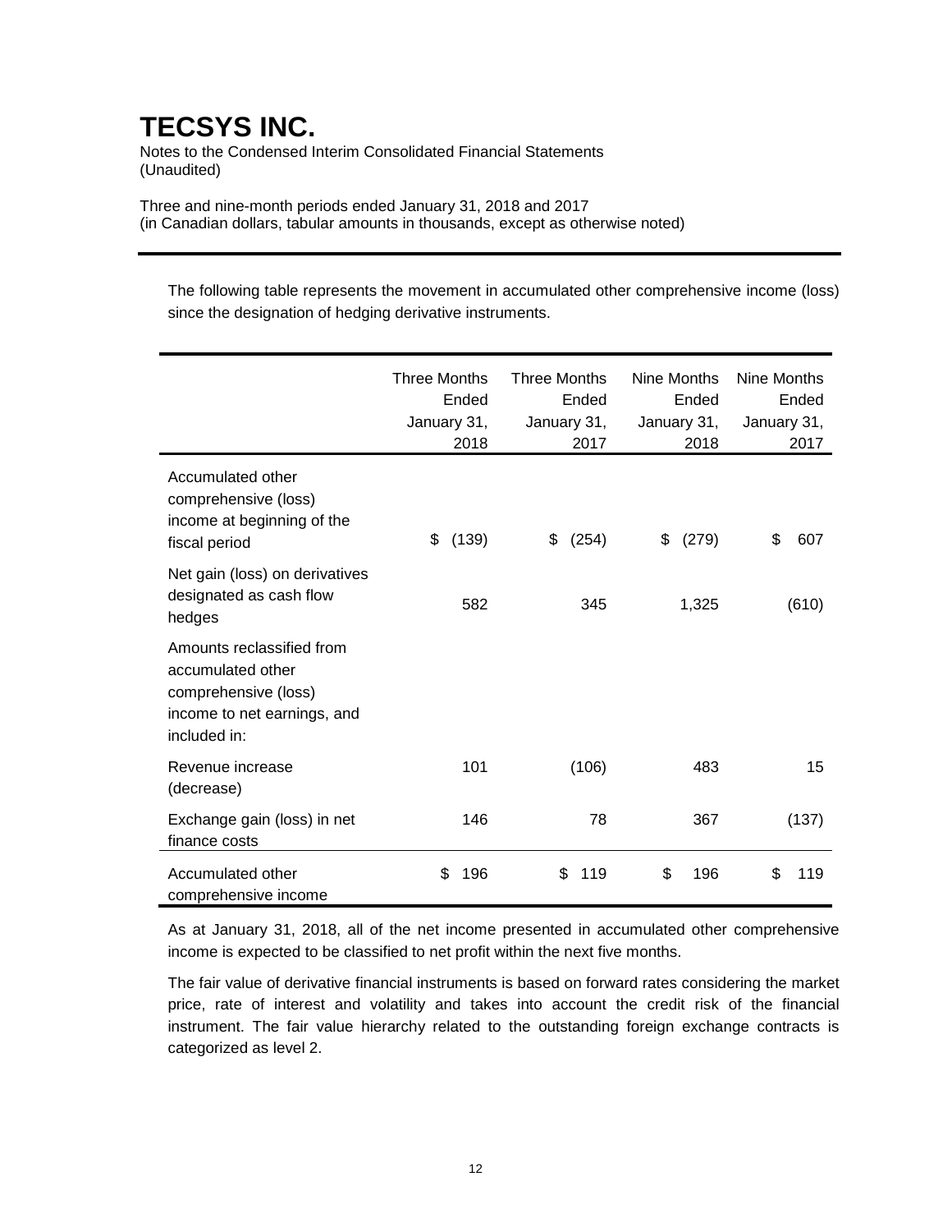# TECSYS INC.

Notes to the Condensed Interim Consolidated Financial Statements
(Unaudited)

Three and nine-month periods ended January 31, 2018 and 2017
(in Canadian dollars, tabular amounts in thousands, except as otherwise noted)

The following table represents the movement in accumulated other comprehensive income (loss) since the designation of hedging derivative instruments.

| | Three Months Ended January 31, 2018 | Three Months Ended January 31, 2017 | Nine Months Ended January 31, 2018 | Nine Months Ended January 31, 2017 |
|---|---|---|---|---|
| Accumulated other comprehensive (loss) income at beginning of the fiscal period | $ (139) | $ (254) | $ (279) | $ 607 |
| Net gain (loss) on derivatives designated as cash flow hedges | 582 | 345 | 1,325 | (610) |
| Amounts reclassified from accumulated other comprehensive (loss) income to net earnings, and included in: | | | | |
| Revenue increase (decrease) | 101 | (106) | 483 | 15 |
| Exchange gain (loss) in net finance costs | 146 | 78 | 367 | (137) |
| Accumulated other comprehensive income | $ 196 | $ 119 | $ 196 | $ 119 |

As at January 31, 2018, all of the net income presented in accumulated other comprehensive income is expected to be classified to net profit within the next five months.

The fair value of derivative financial instruments is based on forward rates considering the market price, rate of interest and volatility and takes into account the credit risk of the financial instrument. The fair value hierarchy related to the outstanding foreign exchange contracts is categorized as level 2.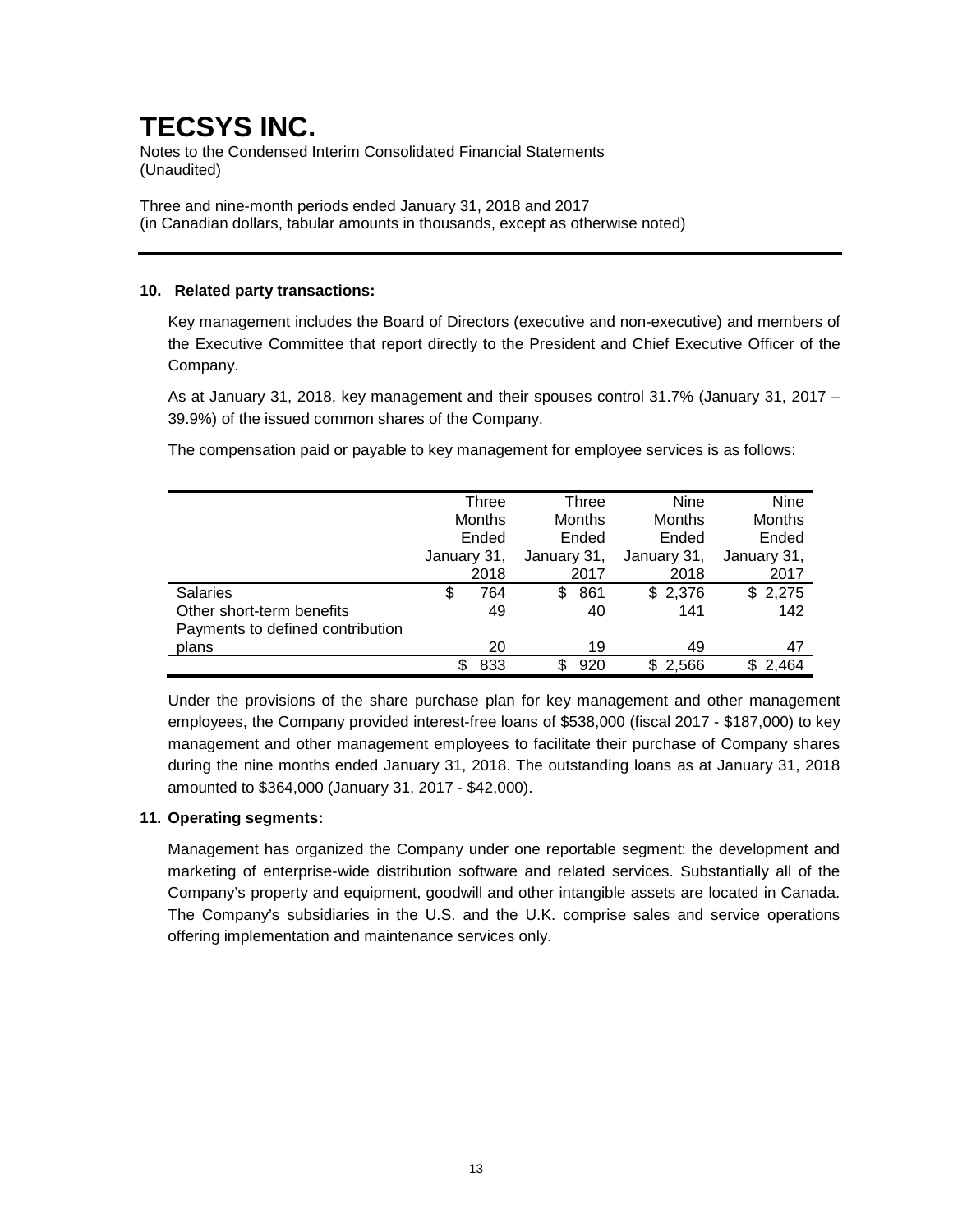# TECSYS INC.

Notes to the Condensed Interim Consolidated Financial Statements
(Unaudited)

Three and nine-month periods ended January 31, 2018 and 2017
(in Canadian dollars, tabular amounts in thousands, except as otherwise noted)

**10. Related party transactions:**

Key management includes the Board of Directors (executive and non-executive) and members of the Executive Committee that report directly to the President and Chief Executive Officer of the Company.

As at January 31, 2018, key management and their spouses control 31.7% (January 31, 2017 – 39.9%) of the issued common shares of the Company.

The compensation paid or payable to key management for employee services is as follows:

| | Three Months Ended January 31, 2018 | Three Months Ended January 31, 2017 | Nine Months Ended January 31, 2018 | Nine Months Ended January 31, 2017 |
|---|---|---|---|---|
| Salaries | $ 764 | $ 861 | $ 2,376 | $ 2,275 |
| Other short-term benefits | 49 | 40 | 141 | 142 |
| Payments to defined contribution plans | 20 | 19 | 49 | 47 |
| | $ 833 | $ 920 | $ 2,566 | $ 2,464 |

Under the provisions of the share purchase plan for key management and other management employees, the Company provided interest-free loans of $538,000 (fiscal 2017 - $187,000) to key management and other management employees to facilitate their purchase of Company shares during the nine months ended January 31, 2018. The outstanding loans as at January 31, 2018 amounted to $364,000 (January 31, 2017 - $42,000).

**11. Operating segments:**

Management has organized the Company under one reportable segment: the development and marketing of enterprise-wide distribution software and related services. Substantially all of the Company's property and equipment, goodwill and other intangible assets are located in Canada. The Company's subsidiaries in the U.S. and the U.K. comprise sales and service operations offering implementation and maintenance services only.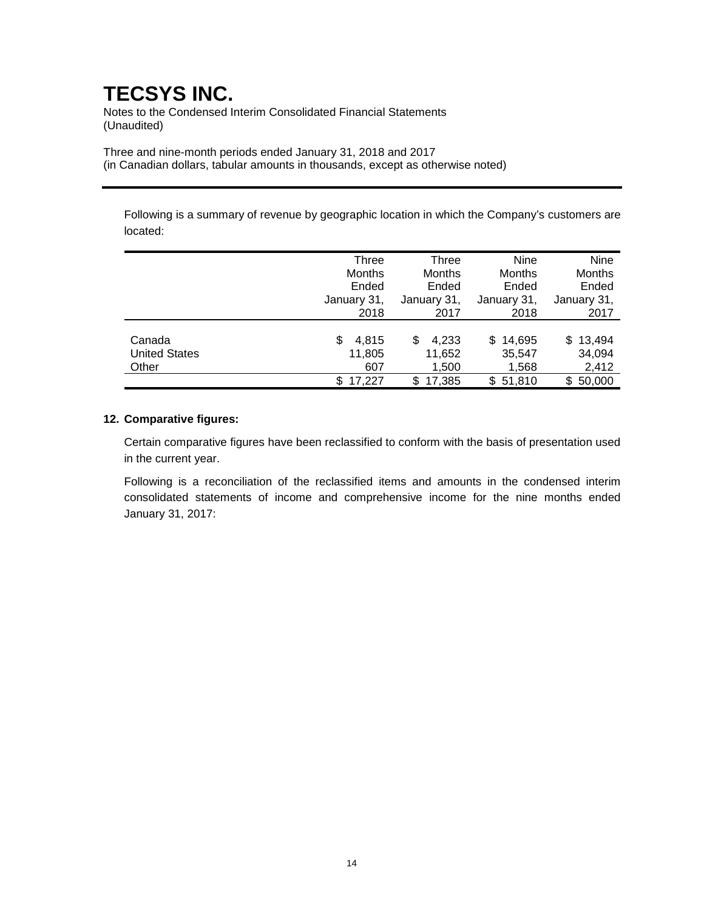# TECSYS INC.

Notes to the Condensed Interim Consolidated Financial Statements
(Unaudited)

Three and nine-month periods ended January 31, 2018 and 2017
(in Canadian dollars, tabular amounts in thousands, except as otherwise noted)

Following is a summary of revenue by geographic location in which the Company's customers are located:

| | Three Months Ended January 31, 2018 | Three Months Ended January 31, 2017 | Nine Months Ended January 31, 2018 | Nine Months Ended January 31, 2017 |
|---|---|---|---|---|
| Canada | $ 4,815 | $ 4,233 | $ 14,695 | $ 13,494 |
| United States | 11,805 | 11,652 | 35,547 | 34,094 |
| Other | 607 | 1,500 | 1,568 | 2,412 |
| | $ 17,227 | $ 17,385 | $ 51,810 | $ 50,000 |

**12. Comparative figures:**

Certain comparative figures have been reclassified to conform with the basis of presentation used in the current year.

Following is a reconciliation of the reclassified items and amounts in the condensed interim consolidated statements of income and comprehensive income for the nine months ended January 31, 2017: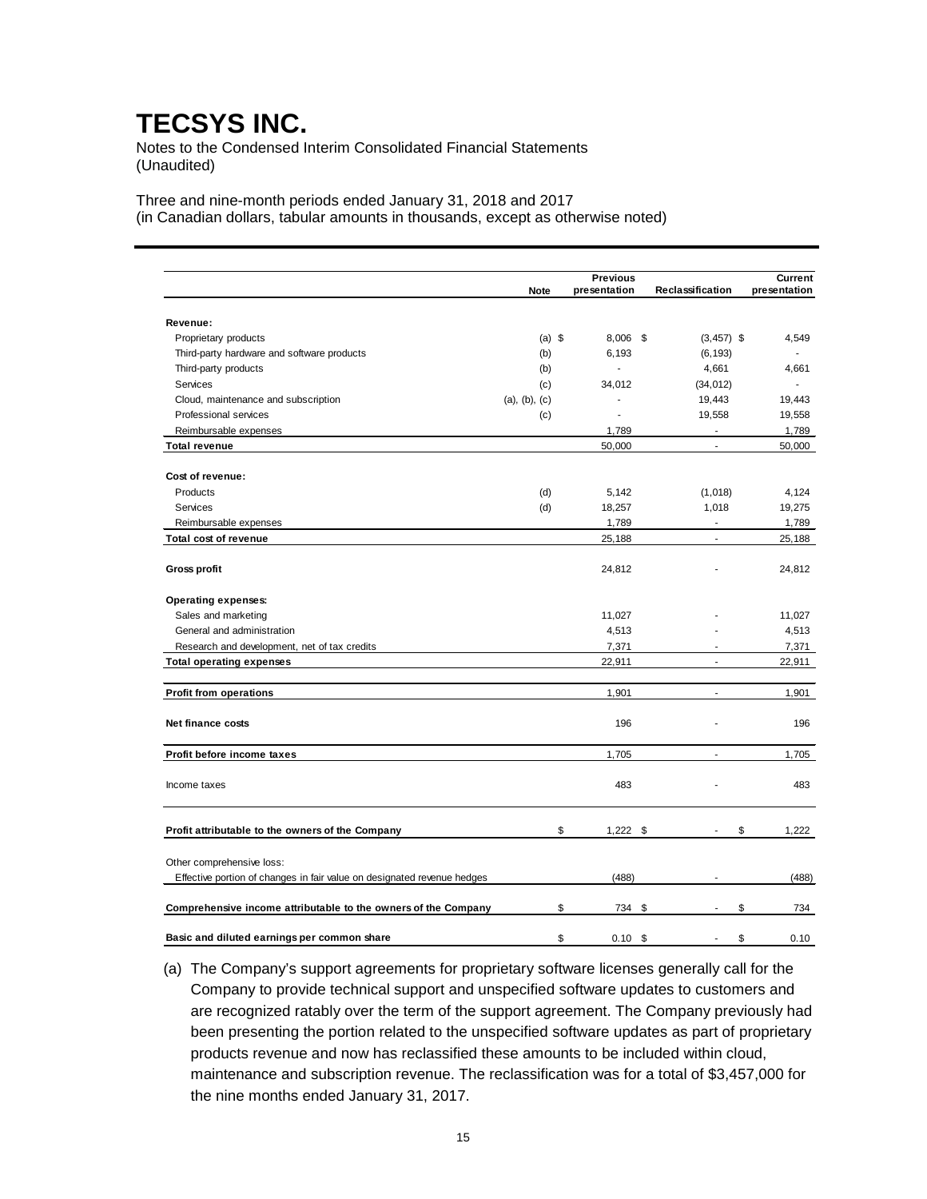# TECSYS INC.

Notes to the Condensed Interim Consolidated Financial Statements
(Unaudited)

Three and nine-month periods ended January 31, 2018 and 2017
(in Canadian dollars, tabular amounts in thousands, except as otherwise noted)

| | Note | Previous presentation | Reclassification | Current presentation |
|---|---|---|---|---|
| **Revenue:** | | | | |
| Proprietary products | (a) | $ 8,006 | $ (3,457) | $ 4,549 |
| Third-party hardware and software products | (b) | 6,193 | (6,193) | - |
| Third-party products | (b) | - | 4,661 | 4,661 |
| Services | (c) | 34,012 | (34,012) | - |
| Cloud, maintenance and subscription | (a), (b), (c) | - | 19,443 | 19,443 |
| Professional services | (c) | - | 19,558 | 19,558 |
| Reimbursable expenses | | 1,789 | - | 1,789 |
| **Total revenue** | | 50,000 | - | 50,000 |
| **Cost of revenue:** | | | | |
| Products | (d) | 5,142 | (1,018) | 4,124 |
| Services | (d) | 18,257 | 1,018 | 19,275 |
| Reimbursable expenses | | 1,789 | - | 1,789 |
| **Total cost of revenue** | | 25,188 | - | 25,188 |
| **Gross profit** | | 24,812 | - | 24,812 |
| **Operating expenses:** | | | | |
| Sales and marketing | | 11,027 | - | 11,027 |
| General and administration | | 4,513 | - | 4,513 |
| Research and development, net of tax credits | | 7,371 | - | 7,371 |
| **Total operating expenses** | | 22,911 | - | 22,911 |
| **Profit from operations** | | 1,901 | - | 1,901 |
| **Net finance costs** | | 196 | - | 196 |
| **Profit before income taxes** | | 1,705 | - | 1,705 |
| Income taxes | | 483 | - | 483 |
| **Profit attributable to the owners of the Company** | | $ 1,222 | $ - | $ 1,222 |
| Other comprehensive loss: | | | | |
| Effective portion of changes in fair value on designated revenue hedges | | (488) | - | (488) |
| **Comprehensive income attributable to the owners of the Company** | | $ 734 | $ - | $ 734 |
| **Basic and diluted earnings per common share** | | $ 0.10 | $ - | $ 0.10 |

(a) The Company's support agreements for proprietary software licenses generally call for the Company to provide technical support and unspecified software updates to customers and are recognized ratably over the term of the support agreement. The Company previously had been presenting the portion related to the unspecified software updates as part of proprietary products revenue and now has reclassified these amounts to be included within cloud, maintenance and subscription revenue. The reclassification was for a total of $3,457,000 for the nine months ended January 31, 2017.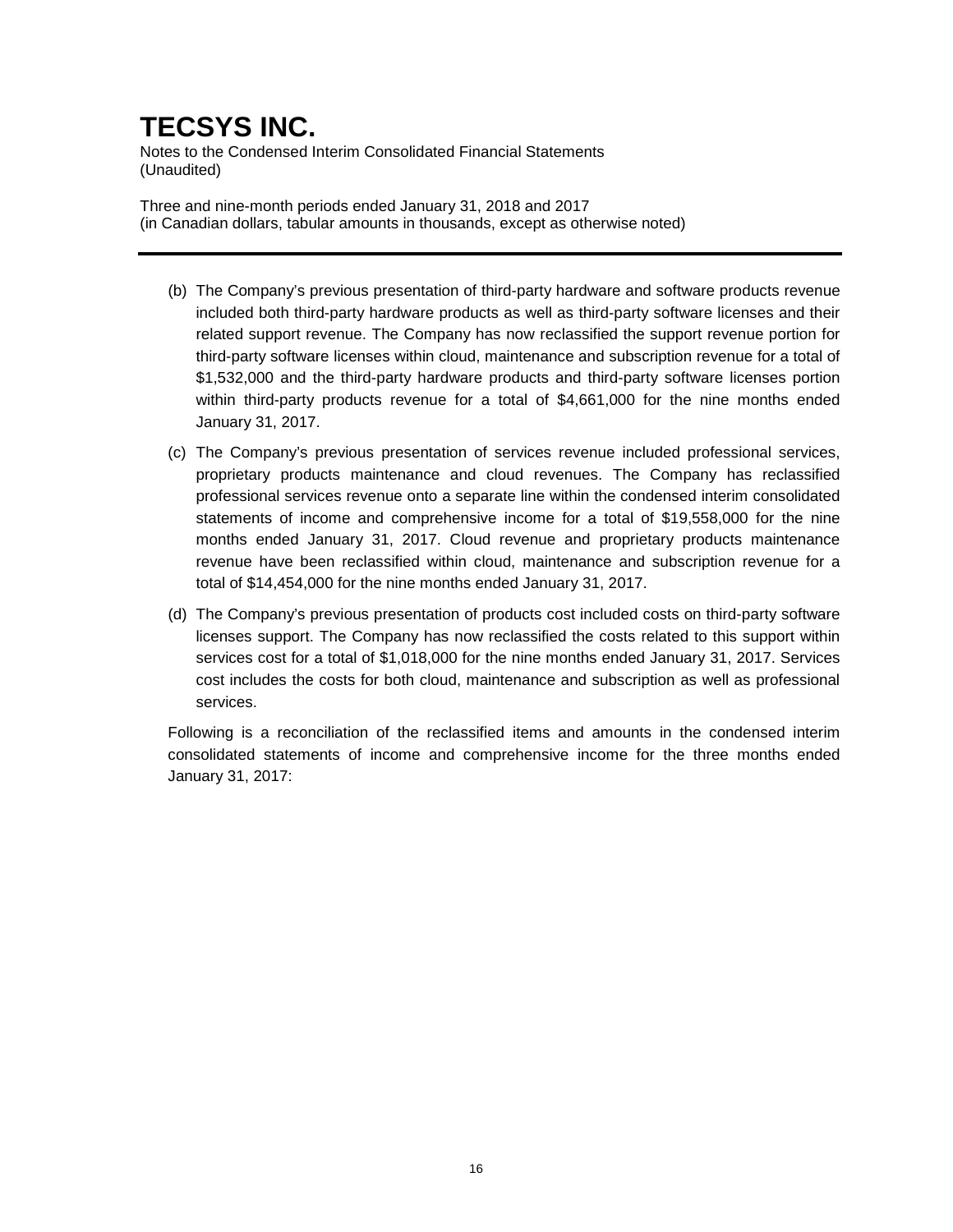# TECSYS INC.

Notes to the Condensed Interim Consolidated Financial Statements
(Unaudited)

Three and nine-month periods ended January 31, 2018 and 2017
(in Canadian dollars, tabular amounts in thousands, except as otherwise noted)

(b) The Company's previous presentation of third-party hardware and software products revenue included both third-party hardware products as well as third-party software licenses and their related support revenue. The Company has now reclassified the support revenue portion for third-party software licenses within cloud, maintenance and subscription revenue for a total of $1,532,000 and the third-party hardware products and third-party software licenses portion within third-party products revenue for a total of $4,661,000 for the nine months ended January 31, 2017.

(c) The Company's previous presentation of services revenue included professional services, proprietary products maintenance and cloud revenues. The Company has reclassified professional services revenue onto a separate line within the condensed interim consolidated statements of income and comprehensive income for a total of $19,558,000 for the nine months ended January 31, 2017. Cloud revenue and proprietary products maintenance revenue have been reclassified within cloud, maintenance and subscription revenue for a total of $14,454,000 for the nine months ended January 31, 2017.

(d) The Company's previous presentation of products cost included costs on third-party software licenses support. The Company has now reclassified the costs related to this support within services cost for a total of $1,018,000 for the nine months ended January 31, 2017. Services cost includes the costs for both cloud, maintenance and subscription as well as professional services.

Following is a reconciliation of the reclassified items and amounts in the condensed interim consolidated statements of income and comprehensive income for the three months ended January 31, 2017: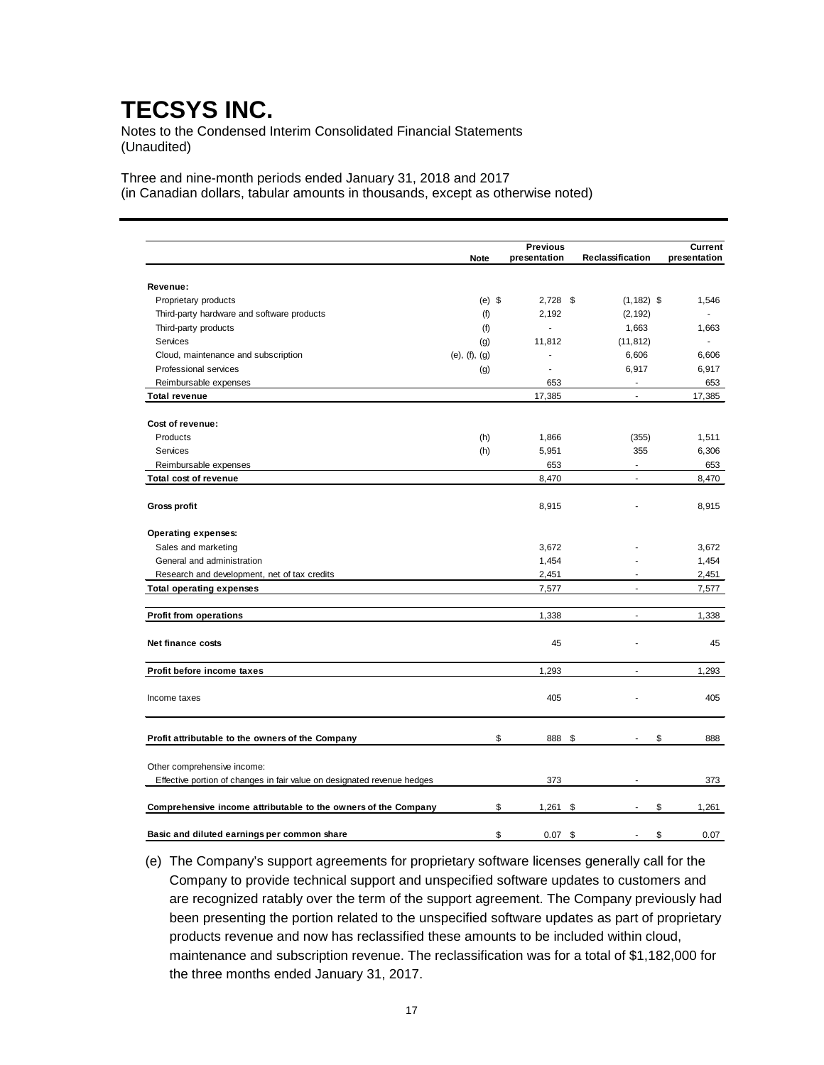# TECSYS INC.

Notes to the Condensed Interim Consolidated Financial Statements
(Unaudited)

Three and nine-month periods ended January 31, 2018 and 2017
(in Canadian dollars, tabular amounts in thousands, except as otherwise noted)

| | Note | Previous presentation | Reclassification | Current presentation |
|---|---|---|---|---|
| **Revenue:** | | | | |
| Proprietary products | (e) | $ 2,728 | $ (1,182) | $ 1,546 |
| Third-party hardware and software products | (f) | 2,192 | (2,192) | - |
| Third-party products | (f) | - | 1,663 | 1,663 |
| Services | (g) | 11,812 | (11,812) | - |
| Cloud, maintenance and subscription | (e), (f), (g) | - | 6,606 | 6,606 |
| Professional services | (g) | - | 6,917 | 6,917 |
| Reimbursable expenses | | 653 | - | 653 |
| **Total revenue** | | 17,385 | - | 17,385 |
| **Cost of revenue:** | | | | |
| Products | (h) | 1,866 | (355) | 1,511 |
| Services | (h) | 5,951 | 355 | 6,306 |
| Reimbursable expenses | | 653 | - | 653 |
| **Total cost of revenue** | | 8,470 | - | 8,470 |
| **Gross profit** | | 8,915 | - | 8,915 |
| **Operating expenses:** | | | | |
| Sales and marketing | | 3,672 | - | 3,672 |
| General and administration | | 1,454 | - | 1,454 |
| Research and development, net of tax credits | | 2,451 | - | 2,451 |
| **Total operating expenses** | | 7,577 | - | 7,577 |
| **Profit from operations** | | 1,338 | - | 1,338 |
| **Net finance costs** | | 45 | - | 45 |
| **Profit before income taxes** | | 1,293 | - | 1,293 |
| Income taxes | | 405 | - | 405 |
| **Profit attributable to the owners of the Company** | | $ 888 | $ - | $ 888 |
| Other comprehensive income: | | | | |
| Effective portion of changes in fair value on designated revenue hedges | | 373 | - | 373 |
| **Comprehensive income attributable to the owners of the Company** | | $ 1,261 | $ - | $ 1,261 |
| **Basic and diluted earnings per common share** | | $ 0.07 | $ - | $ 0.07 |

(e) The Company's support agreements for proprietary software licenses generally call for the Company to provide technical support and unspecified software updates to customers and are recognized ratably over the term of the support agreement. The Company previously had been presenting the portion related to the unspecified software updates as part of proprietary products revenue and now has reclassified these amounts to be included within cloud, maintenance and subscription revenue. The reclassification was for a total of $1,182,000 for the three months ended January 31, 2017.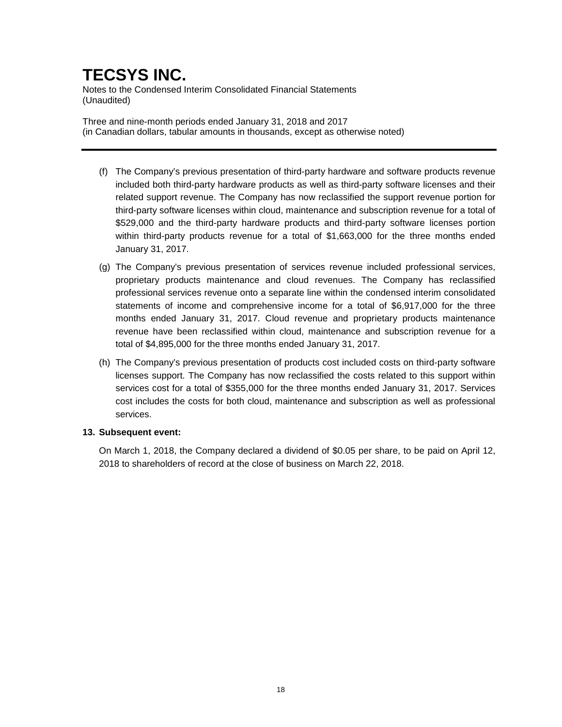(f) The Company's previous presentation of third-party hardware and software products revenue included both third-party hardware products as well as third-party software licenses and their related support revenue. The Company has now reclassified the support revenue portion for third-party software licenses within cloud, maintenance and subscription revenue for a total of $529,000 and the third-party hardware products and third-party software licenses portion within third-party products revenue for a total of $1,663,000 for the three months ended January 31, 2017.

(g) The Company's previous presentation of services revenue included professional services, proprietary products maintenance and cloud revenues. The Company has reclassified professional services revenue onto a separate line within the condensed interim consolidated statements of income and comprehensive income for a total of $6,917,000 for the three months ended January 31, 2017. Cloud revenue and proprietary products maintenance revenue have been reclassified within cloud, maintenance and subscription revenue for a total of $4,895,000 for the three months ended January 31, 2017.

(h) The Company's previous presentation of products cost included costs on third-party software licenses support. The Company has now reclassified the costs related to this support within services cost for a total of $355,000 for the three months ended January 31, 2017. Services cost includes the costs for both cloud, maintenance and subscription as well as professional services.

**13. Subsequent event:**

On March 1, 2018, the Company declared a dividend of $0.05 per share, to be paid on April 12, 2018 to shareholders of record at the close of business on March 22, 2018.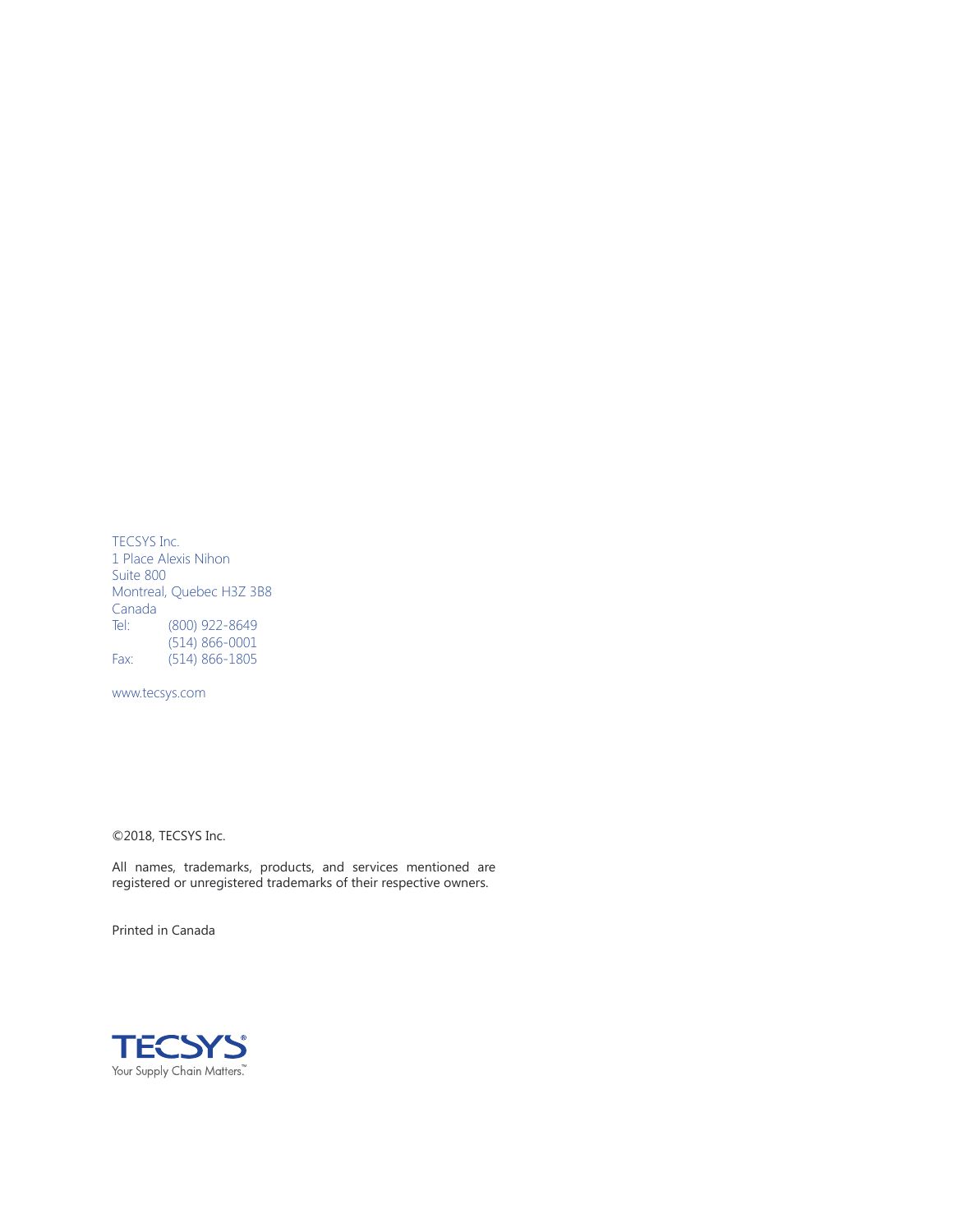TECSYS Inc.
1 Place Alexis Nihon
Suite 800
Montreal, Quebec H3Z 3B8
Canada
Tel: (800) 922-8649
(514) 866-0001
Fax: (514) 866-1805

www.tecsys.com

©2018, TECSYS Inc.

All names, trademarks, products, and services mentioned are registered or unregistered trademarks of their respective owners.

Printed in Canada

TECSYS®
Your Supply Chain Matters.™